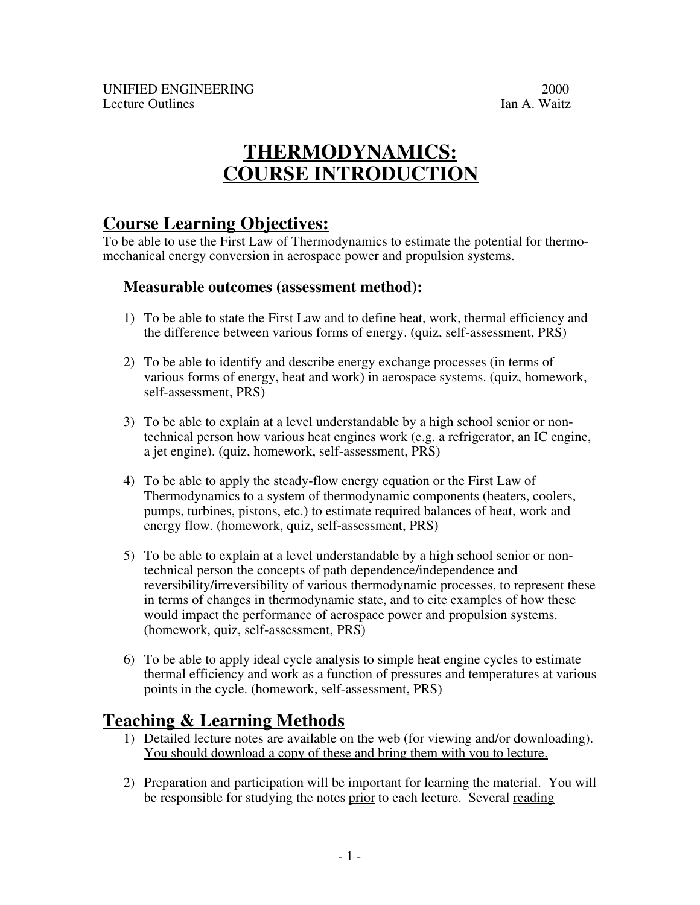UNIFIED ENGINEERING 2000
Lecture Outlines Ian A. Waitz

# THERMODYNAMICS: COURSE INTRODUCTION

## Course Learning Objectives:

To be able to use the First Law of Thermodynamics to estimate the potential for thermo-mechanical energy conversion in aerospace power and propulsion systems.

### Measurable outcomes (assessment method):

1) To be able to state the First Law and to define heat, work, thermal efficiency and the difference between various forms of energy. (quiz, self-assessment, PRS)

2) To be able to identify and describe energy exchange processes (in terms of various forms of energy, heat and work) in aerospace systems. (quiz, homework, self-assessment, PRS)

3) To be able to explain at a level understandable by a high school senior or non-technical person how various heat engines work (e.g. a refrigerator, an IC engine, a jet engine). (quiz, homework, self-assessment, PRS)

4) To be able to apply the steady-flow energy equation or the First Law of Thermodynamics to a system of thermodynamic components (heaters, coolers, pumps, turbines, pistons, etc.) to estimate required balances of heat, work and energy flow. (homework, quiz, self-assessment, PRS)

5) To be able to explain at a level understandable by a high school senior or non-technical person the concepts of path dependence/independence and reversibility/irreversibility of various thermodynamic processes, to represent these in terms of changes in thermodynamic state, and to cite examples of how these would impact the performance of aerospace power and propulsion systems. (homework, quiz, self-assessment, PRS)

6) To be able to apply ideal cycle analysis to simple heat engine cycles to estimate thermal efficiency and work as a function of pressures and temperatures at various points in the cycle. (homework, self-assessment, PRS)

## Teaching & Learning Methods

1) Detailed lecture notes are available on the web (for viewing and/or downloading). You should download a copy of these and bring them with you to lecture.

2) Preparation and participation will be important for learning the material. You will be responsible for studying the notes prior to each lecture. Several reading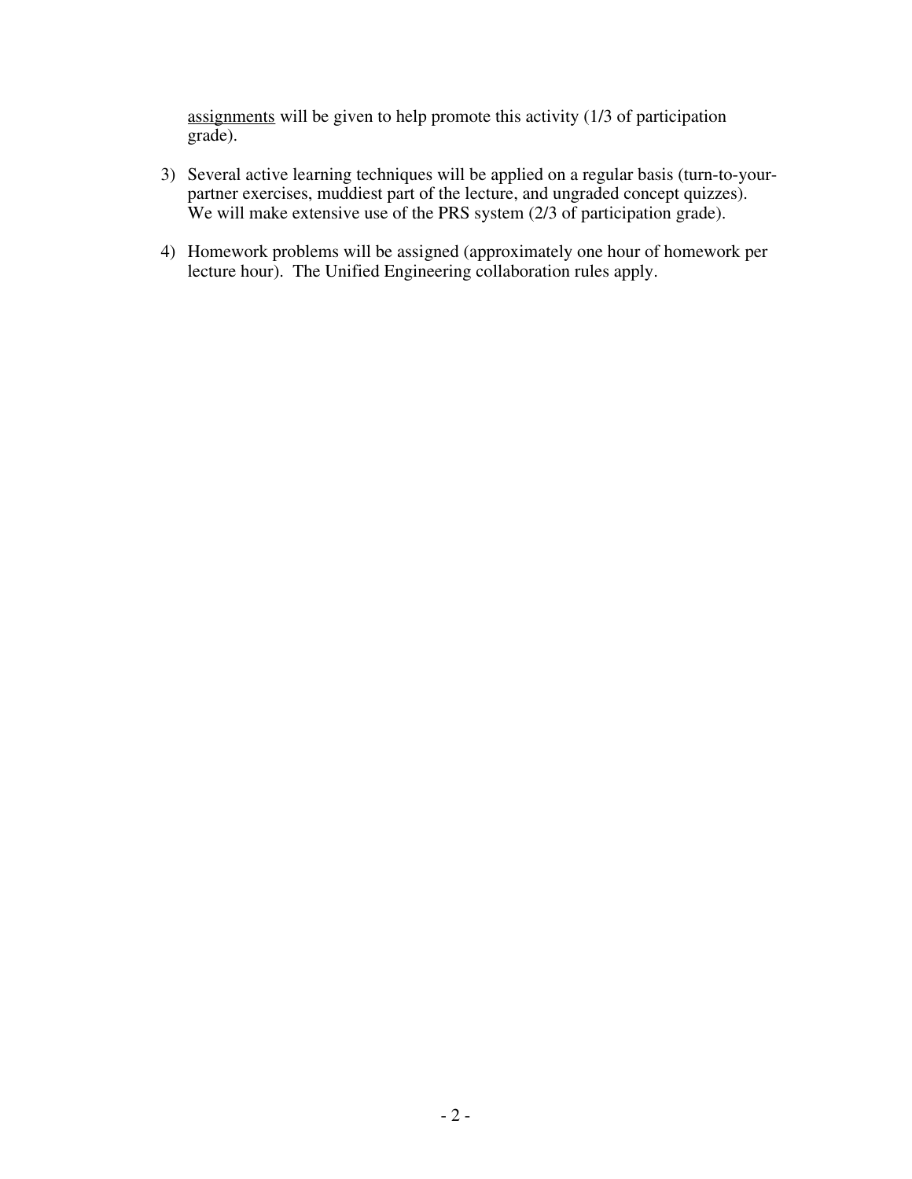assignments will be given to help promote this activity (1/3 of participation grade).

3) Several active learning techniques will be applied on a regular basis (turn-to-your-partner exercises, muddiest part of the lecture, and ungraded concept quizzes). We will make extensive use of the PRS system (2/3 of participation grade).

4) Homework problems will be assigned (approximately one hour of homework per lecture hour). The Unified Engineering collaboration rules apply.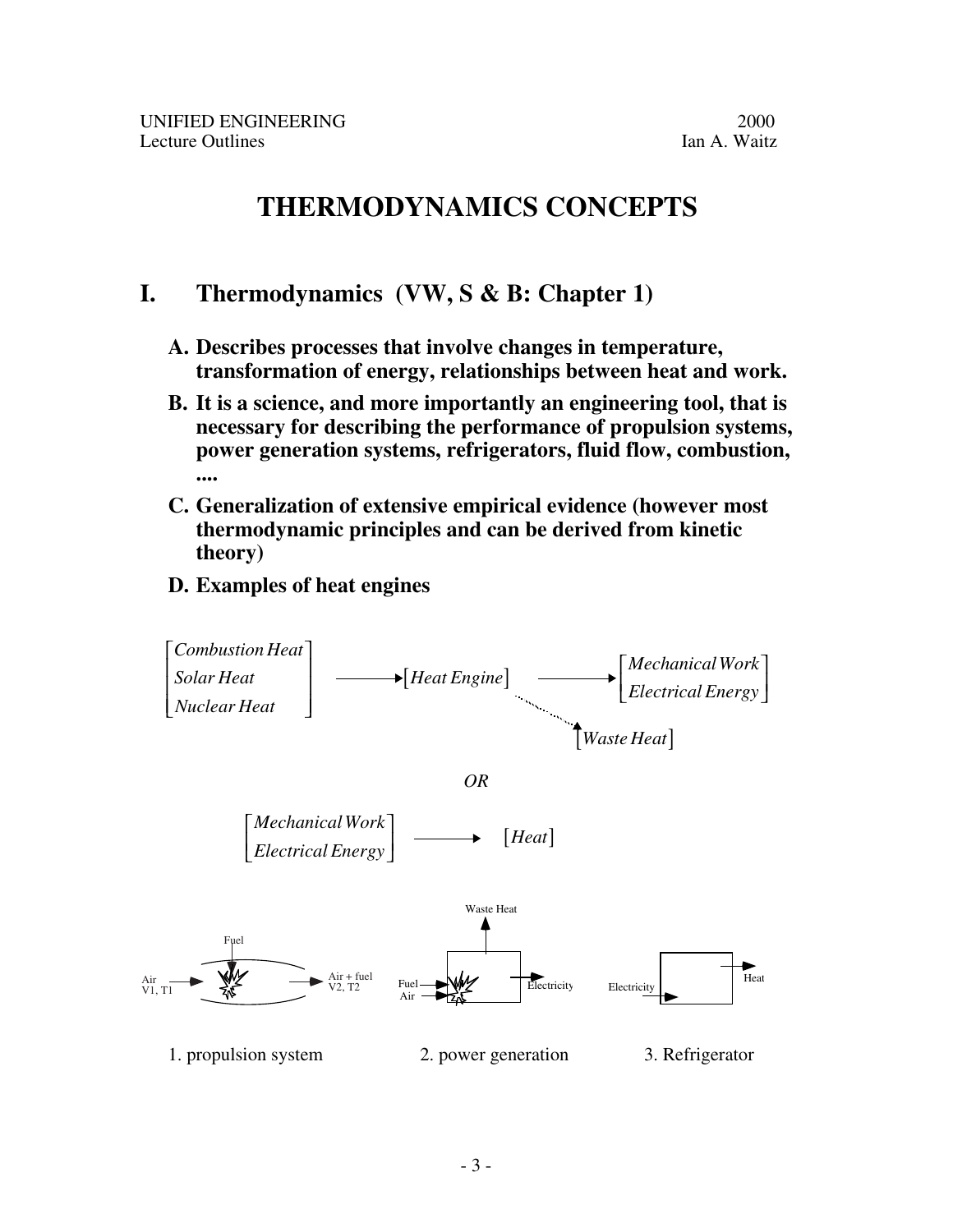# THERMODYNAMICS CONCEPTS

## I. Thermodynamics (VW, S & B: Chapter 1)

**A. Describes processes that involve changes in temperature, transformation of energy, relationships between heat and work.**

**B. It is a science, and more importantly an engineering tool, that is necessary for describing the performance of propulsion systems, power generation systems, refrigerators, fluid flow, combustion, ....**

**C. Generalization of extensive empirical evidence (however most thermodynamic principles and can be derived from kinetic theory)**

**D. Examples of heat engines**

$$\begin{bmatrix} Combustion\ Heat \\ Solar\ Heat \\ Nuclear\ Heat \end{bmatrix} \longrightarrow [Heat\ Engine] \longrightarrow \begin{bmatrix} Mechanical\ Work \\ Electrical\ Energy \end{bmatrix}$$

$$[Waste\ Heat]$$

*OR*

$$\begin{bmatrix} Mechanical\ Work \\ Electrical\ Energy \end{bmatrix} \longrightarrow [Heat]$$

Fuel

Air V1, T1 → Air + fuel V2, T2

Waste Heat

Fuel, Air → Electricity

Electricity → Heat

1. propulsion system 2. power generation 3. Refrigerator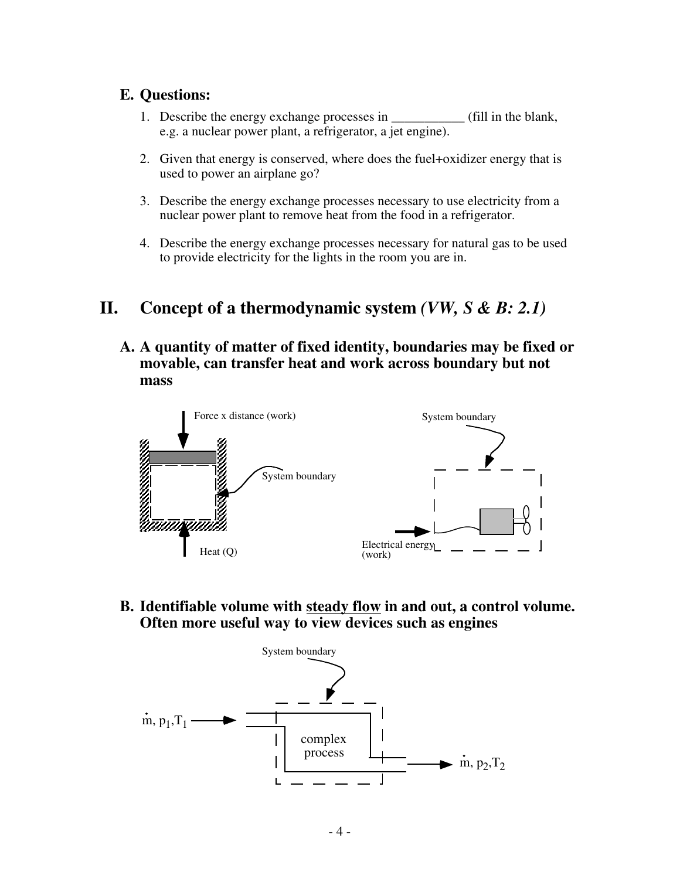## E. Questions:

1. Describe the energy exchange processes in ___________ (fill in the blank, e.g. a nuclear power plant, a refrigerator, a jet engine).

2. Given that energy is conserved, where does the fuel+oxidizer energy that is used to power an airplane go?

3. Describe the energy exchange processes necessary to use electricity from a nuclear power plant to remove heat from the food in a refrigerator.

4. Describe the energy exchange processes necessary for natural gas to be used to provide electricity for the lights in the room you are in.

# II. Concept of a thermodynamic system *(VW, S & B: 2.1)*

## A. A quantity of matter of fixed identity, boundaries may be fixed or movable, can transfer heat and work across boundary but not mass

Force x distance (work)

System boundary

Heat (Q)

System boundary

Electrical energy (work)

## B. Identifiable volume with <u>steady flow</u> in and out, a control volume. Often more useful way to view devices such as engines

System boundary

$\dot{m}, p_1, T_1$

complex process

$\dot{m}, p_2, T_2$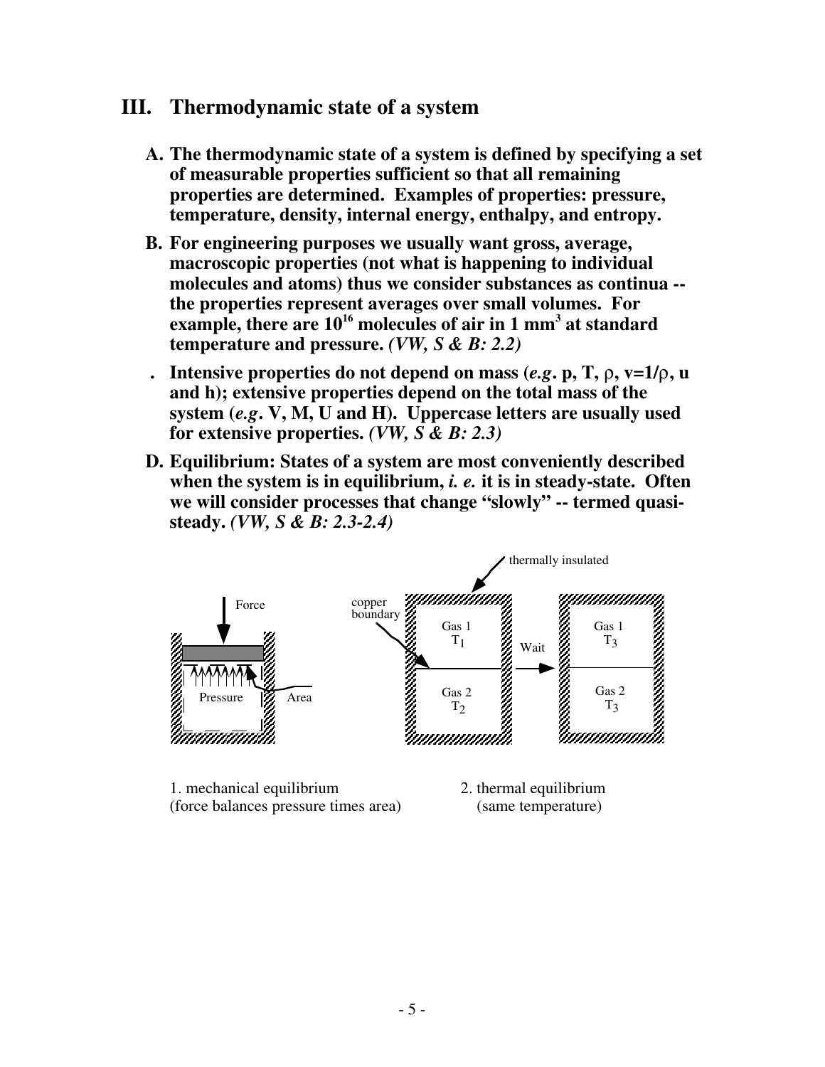## III. Thermodynamic state of a system

**A. The thermodynamic state of a system is defined by specifying a set of measurable properties sufficient so that all remaining properties are determined. Examples of properties: pressure, temperature, density, internal energy, enthalpy, and entropy.**

**B. For engineering purposes we usually want gross, average, macroscopic properties (not what is happening to individual molecules and atoms) thus we consider substances as continua -- the properties represent averages over small volumes. For example, there are $10^{16}$ molecules of air in 1 $mm^3$ at standard temperature and pressure.** ***(VW, S & B: 2.2)***

**. Intensive properties do not depend on mass (*e.g.* p, T, $\rho$, $v=1/\rho$, u and h); extensive properties depend on the total mass of the system (*e.g.* V, M, U and H). Uppercase letters are usually used for extensive properties.** ***(VW, S & B: 2.3)***

**D. Equilibrium: States of a system are most conveniently described when the system is in equilibrium, *i. e.* it is in steady-state. Often we will consider processes that change "slowly" -- termed quasi-steady.** ***(VW, S & B: 2.3-2.4)***

Force

Pressure

Area

thermally insulated

copper boundary

Gas 1 $T_1$

Gas 2 $T_2$

Wait

Gas 1 $T_3$

Gas 2 $T_3$

1. mechanical equilibrium
(force balances pressure times area)

2. thermal equilibrium
(same temperature)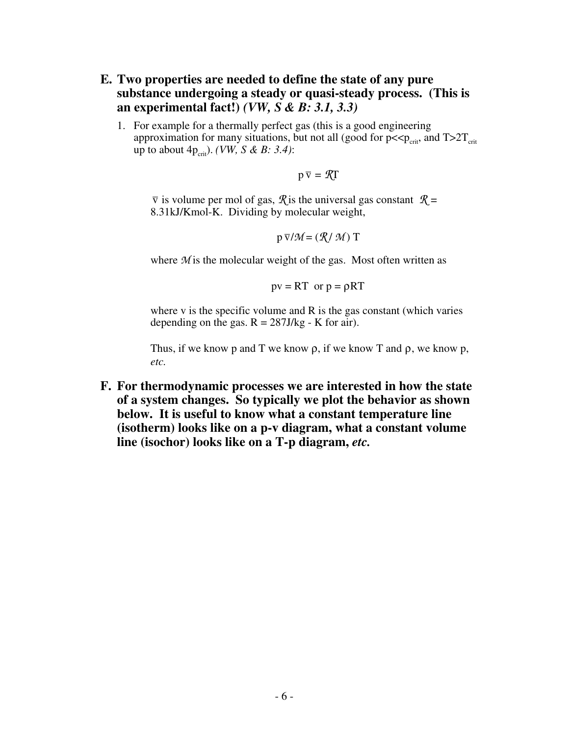**E. Two properties are needed to define the state of any pure substance undergoing a steady or quasi-steady process. (This is an experimental fact!)** ***(VW, S & B: 3.1, 3.3)***

1. For example for a thermally perfect gas (this is a good engineering approximation for many situations, but not all (good for $p<<p_{crit}$, and $T>2T_{crit}$ up to about $4p_{crit}$). *(VW, S & B: 3.4)*:

$$p\,\bar{v} = \mathcal{R}T$$

$\bar{v}$ is volume per mol of gas, $\mathcal{R}$ is the universal gas constant $\mathcal{R}$ = 8.31kJ/Kmol-K. Dividing by molecular weight,

$$p\,\bar{v}/\mathcal{M} = (\mathcal{R}/\,\mathcal{M})\;T$$

where $\mathcal{M}$ is the molecular weight of the gas. Most often written as

$$pv = RT \;\text{ or }\; p = \rho RT$$

where v is the specific volume and R is the gas constant (which varies depending on the gas. R = 287J/kg - K for air).

Thus, if we know p and T we know $\rho$, if we know T and $\rho$, we know p, *etc.*

**F. For thermodynamic processes we are interested in how the state of a system changes. So typically we plot the behavior as shown below. It is useful to know what a constant temperature line (isotherm) looks like on a p-v diagram, what a constant volume line (isochor) looks like on a T-p diagram, *etc.***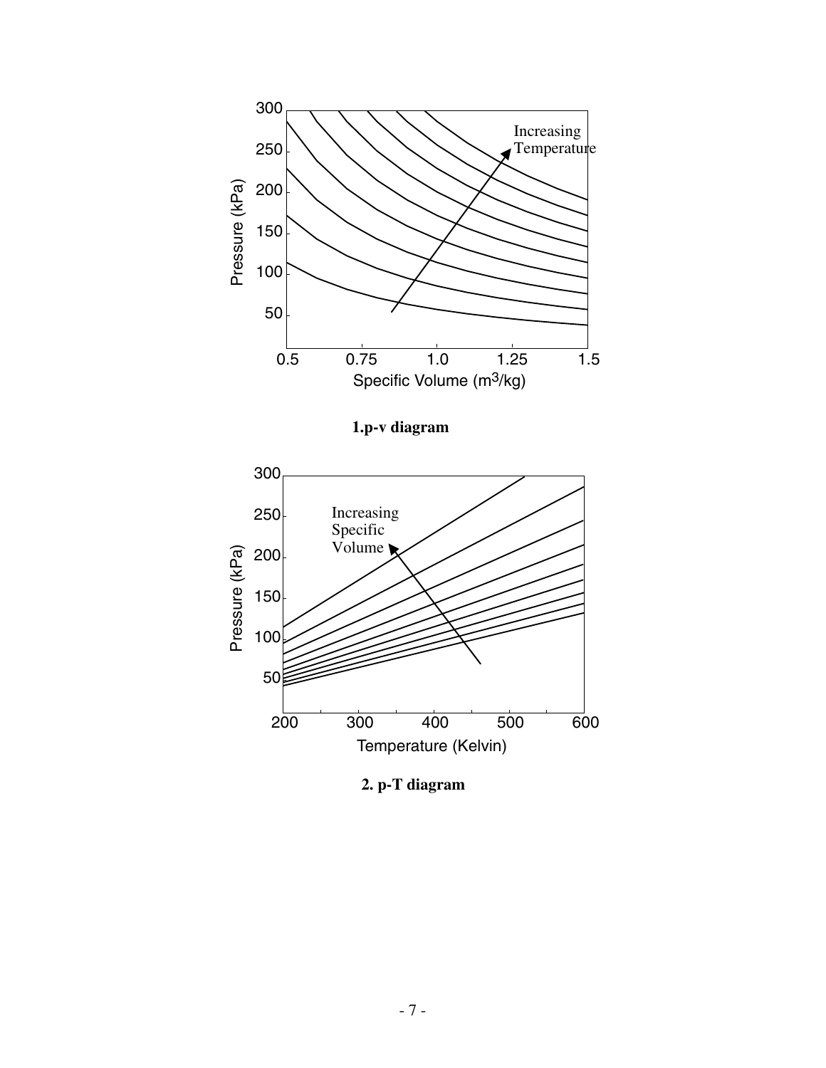**1.p-v diagram**

**2. p-T diagram**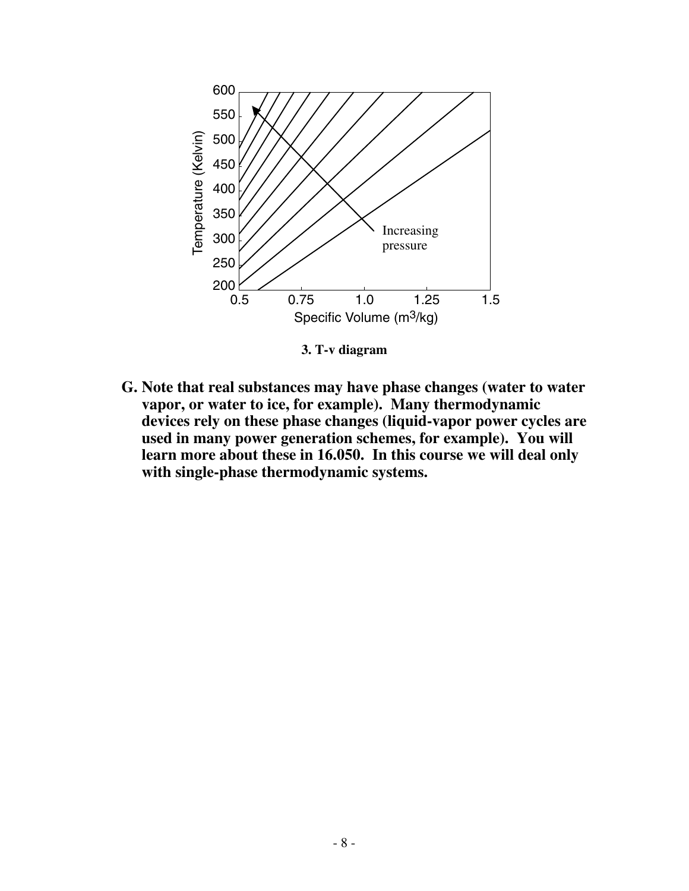**3. T-v diagram**

**G. Note that real substances may have phase changes (water to water vapor, or water to ice, for example). Many thermodynamic devices rely on these phase changes (liquid-vapor power cycles are used in many power generation schemes, for example). You will learn more about these in 16.050. In this course we will deal only with single-phase thermodynamic systems.**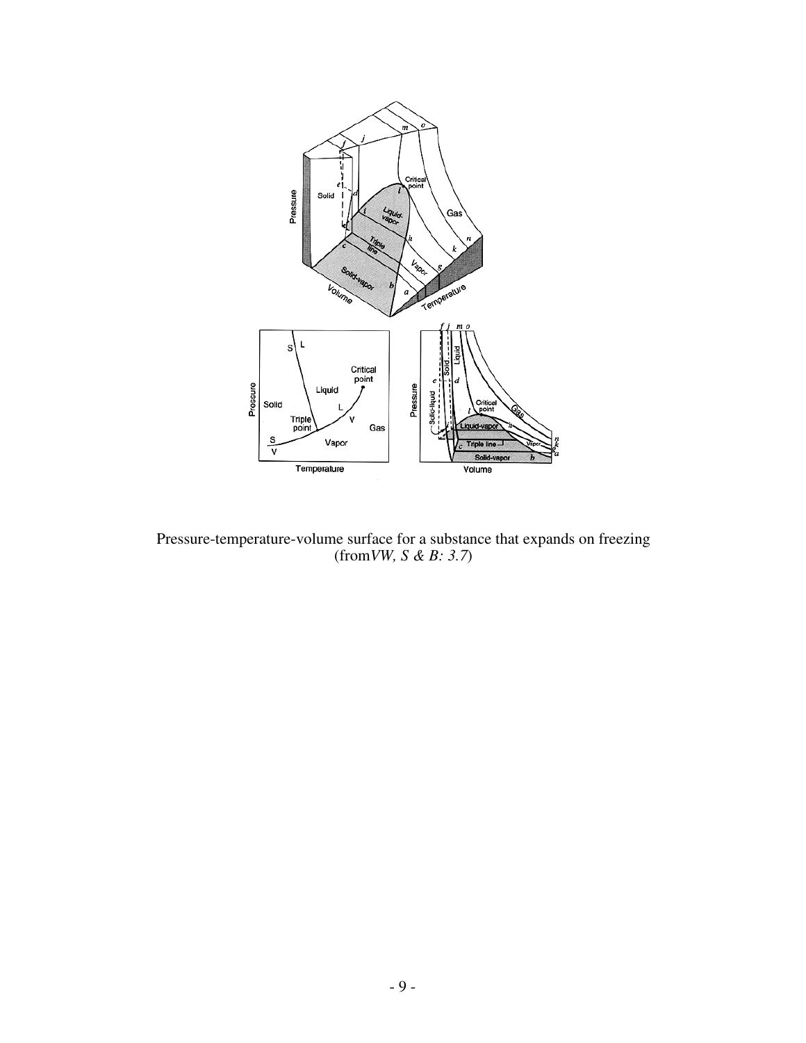Pressure-temperature-volume surface for a substance that expands on freezing (from*VW, S & B: 3.7*)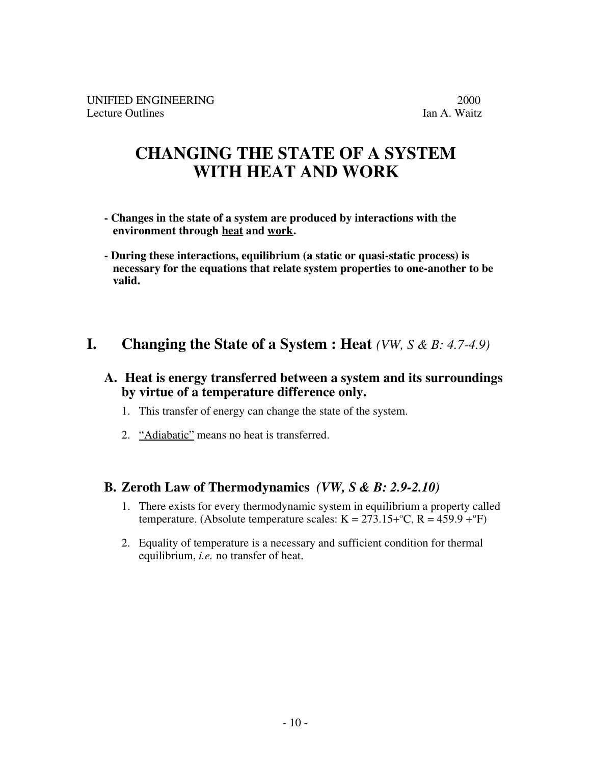UNIFIED ENGINEERING 2000
Lecture Outlines Ian A. Waitz

# CHANGING THE STATE OF A SYSTEM WITH HEAT AND WORK

**- Changes in the state of a system are produced by interactions with the environment through <u>heat</u> and <u>work</u>.**

**- During these interactions, equilibrium (a static or quasi-static process) is necessary for the equations that relate system properties to one-another to be valid.**

## I. Changing the State of a System : Heat *(VW, S & B: 4.7-4.9)*

### A. Heat is energy transferred between a system and its surroundings by virtue of a temperature difference only.

1. This transfer of energy can change the state of the system.
2. <u>"Adiabatic"</u> means no heat is transferred.

### B. Zeroth Law of Thermodynamics *(VW, S & B: 2.9-2.10)*

1. There exists for every thermodynamic system in equilibrium a property called temperature. (Absolute temperature scales: K = 273.15+ºC, R = 459.9 +ºF)
2. Equality of temperature is a necessary and sufficient condition for thermal equilibrium, *i.e.* no transfer of heat.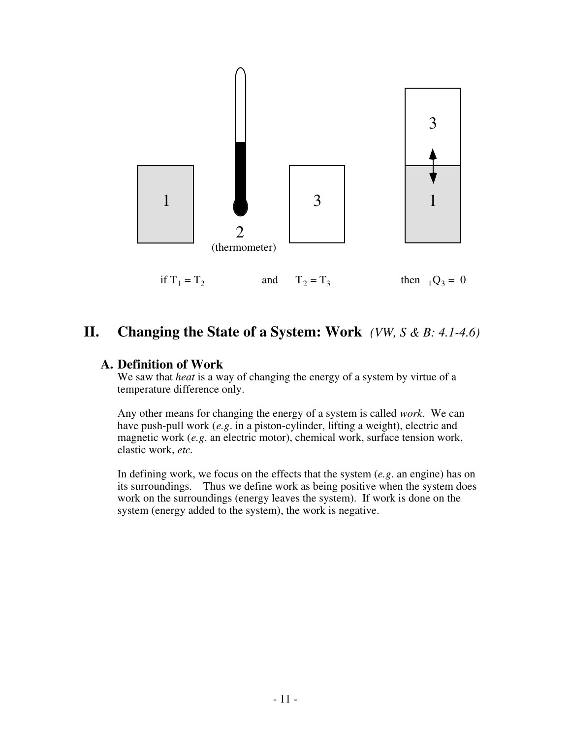1

2
(thermometer)

3

3

1

if $T_1 = T_2$ and $T_2 = T_3$ then ${}_1Q_3 = 0$

# II. Changing the State of a System: Work *(VW, S & B: 4.1-4.6)*

## A. Definition of Work

We saw that *heat* is a way of changing the energy of a system by virtue of a temperature difference only.

Any other means for changing the energy of a system is called *work*. We can have push-pull work (*e.g*. in a piston-cylinder, lifting a weight), electric and magnetic work (*e.g*. an electric motor), chemical work, surface tension work, elastic work, *etc.*

In defining work, we focus on the effects that the system (*e.g*. an engine) has on its surroundings. Thus we define work as being positive when the system does work on the surroundings (energy leaves the system). If work is done on the system (energy added to the system), the work is negative.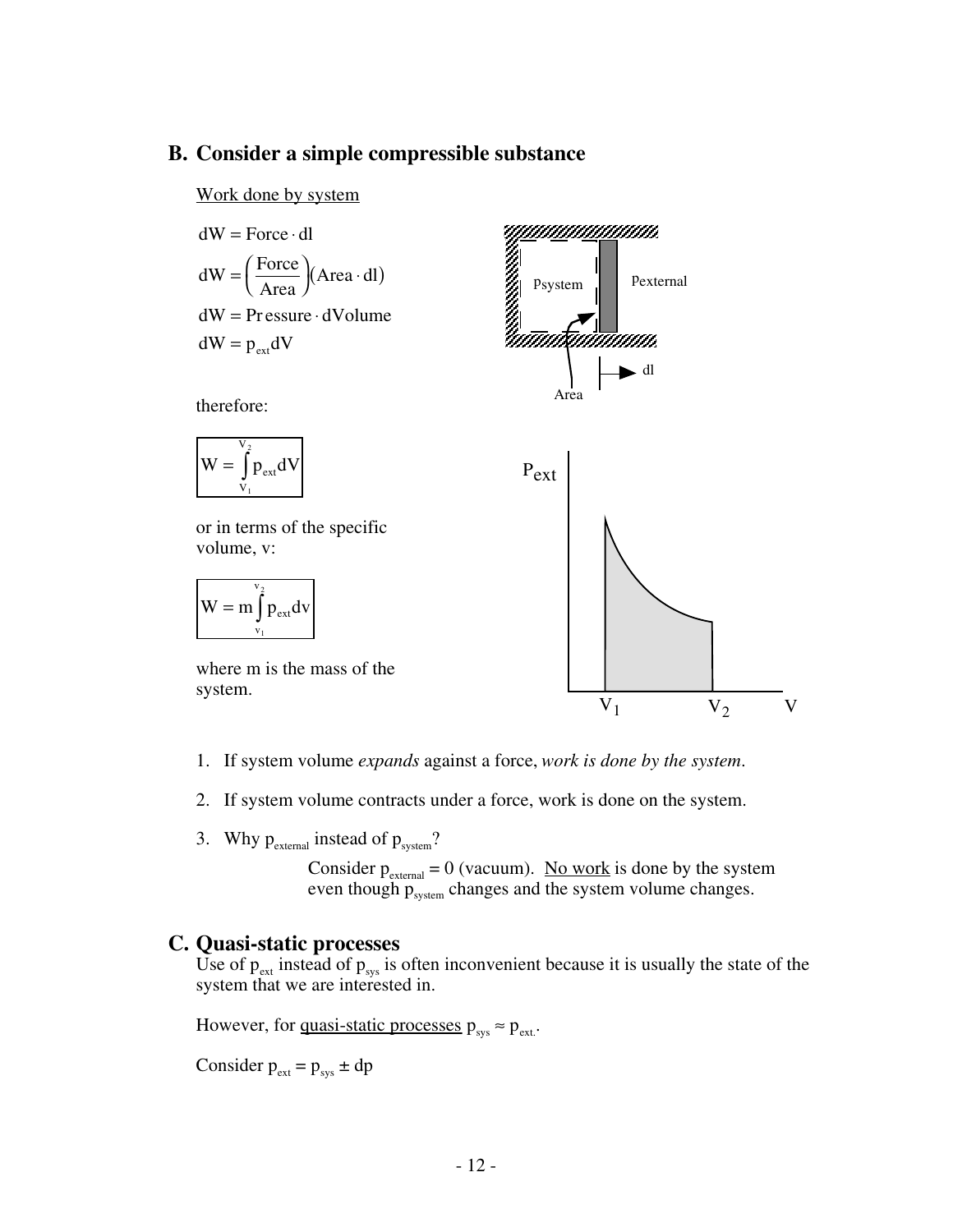## B. Consider a simple compressible substance

Work done by system

$$dW = \text{Force} \cdot dl$$

$$dW = \left(\frac{\text{Force}}{\text{Area}}\right)(\text{Area} \cdot dl)$$

$$dW = \text{Pressure} \cdot d\text{Volume}$$

$$dW = p_{ext} dV$$

therefore:

$$W = \int_{V_1}^{V_2} p_{ext} dV$$

or in terms of the specific volume, v:

$$W = m \int_{v_1}^{v_2} p_{ext} dv$$

where m is the mass of the system.

1. If system volume *expands* against a force, *work is done by the system*.
2. If system volume contracts under a force, work is done on the system.
3. Why $p_{external}$ instead of $p_{system}$?

   Consider $p_{external} = 0$ (vacuum). No work is done by the system even though $p_{system}$ changes and the system volume changes.

## C. Quasi-static processes

Use of $p_{ext}$ instead of $p_{sys}$ is often inconvenient because it is usually the state of the system that we are interested in.

However, for quasi-static processes $p_{sys} \approx p_{ext}$.

Consider $p_{ext} = p_{sys} \pm dp$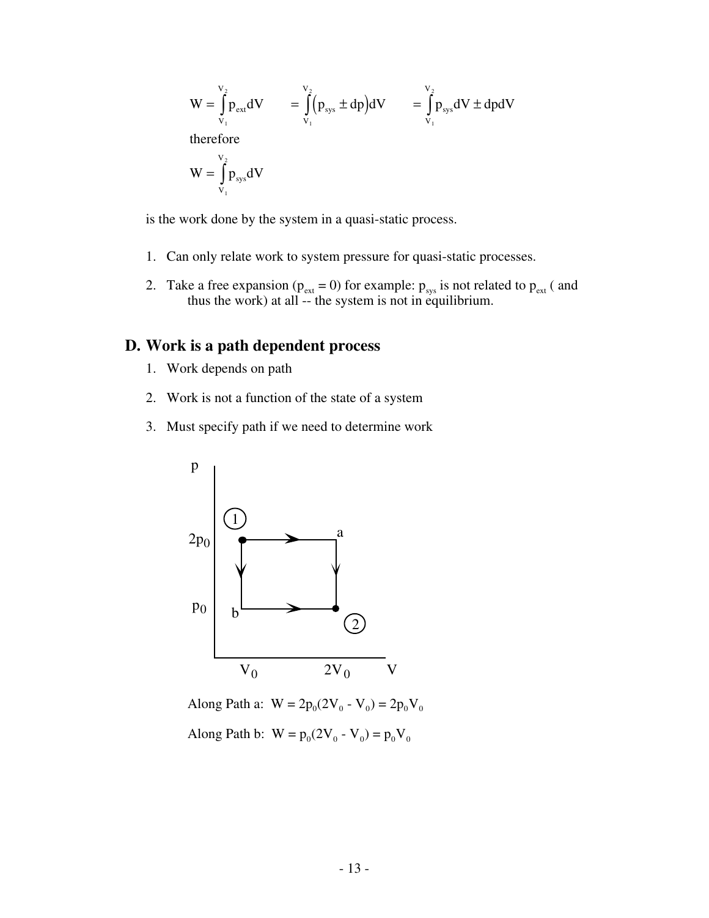$$W = \int_{V_1}^{V_2} p_{ext} dV \qquad = \int_{V_1}^{V_2} \left(p_{sys} \pm dp\right) dV \qquad = \int_{V_1}^{V_2} p_{sys} dV \pm dpdV$$

therefore

$$W = \int_{V_1}^{V_2} p_{sys} dV$$

is the work done by the system in a quasi-static process.

1. Can only relate work to system pressure for quasi-static processes.
2. Take a free expansion ($p_{ext} = 0$) for example: $p_{sys}$ is not related to $p_{ext}$ ( and thus the work) at all -- the system is not in equilibrium.

## D. Work is a path dependent process

1. Work depends on path
2. Work is not a function of the state of a system
3. Must specify path if we need to determine work

Along Path a: $W = 2p_0(2V_0 - V_0) = 2p_0V_0$

Along Path b: $W = p_0(2V_0 - V_0) = p_0V_0$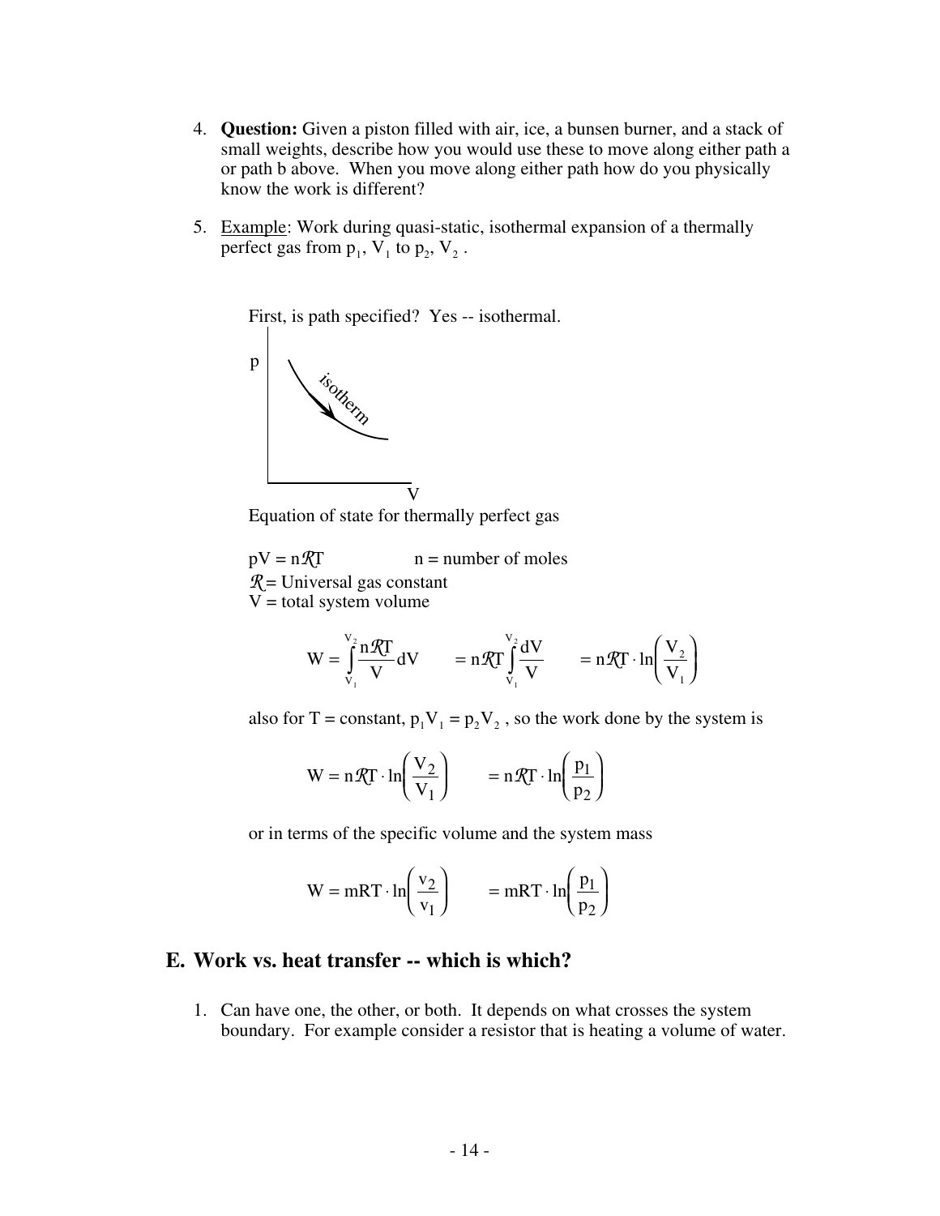4. **Question:** Given a piston filled with air, ice, a bunsen burner, and a stack of small weights, describe how you would use these to move along either path a or path b above. When you move along either path how do you physically know the work is different?

5. Example: Work during quasi-static, isothermal expansion of a thermally perfect gas from $p_1$, $V_1$ to $p_2$, $V_2$.

   First, is path specified? Yes -- isothermal.

   Equation of state for thermally perfect gas

   $pV = n\mathcal{R}T$ n = number of moles
   $\mathcal{R}$ = Universal gas constant
   V = total system volume

   $$W = \int_{V_1}^{V_2} \frac{n\mathcal{R}T}{V} dV \qquad = n\mathcal{R}T \int_{V_1}^{V_2} \frac{dV}{V} \qquad = n\mathcal{R}T \cdot \ln\left(\frac{V_2}{V_1}\right)$$

   also for T = constant, $p_1V_1 = p_2V_2$, so the work done by the system is

   $$W = n\mathcal{R}T \cdot \ln\left(\frac{V_2}{V_1}\right) \qquad = n\mathcal{R}T \cdot \ln\left(\frac{p_1}{p_2}\right)$$

   or in terms of the specific volume and the system mass

   $$W = mRT \cdot \ln\left(\frac{v_2}{v_1}\right) \qquad = mRT \cdot \ln\left(\frac{p_1}{p_2}\right)$$

## E. Work vs. heat transfer -- which is which?

1. Can have one, the other, or both. It depends on what crosses the system boundary. For example consider a resistor that is heating a volume of water.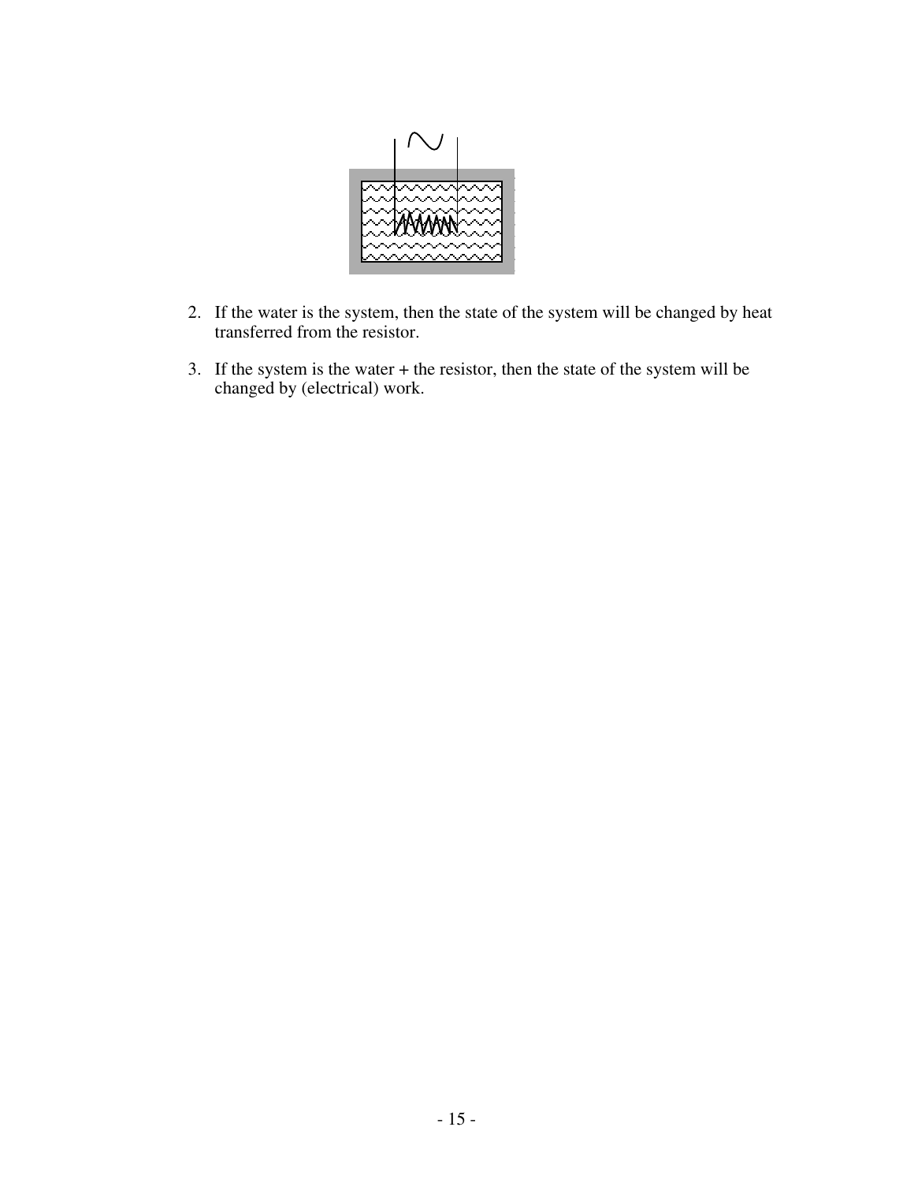2. If the water is the system, then the state of the system will be changed by heat transferred from the resistor.

3. If the system is the water + the resistor, then the state of the system will be changed by (electrical) work.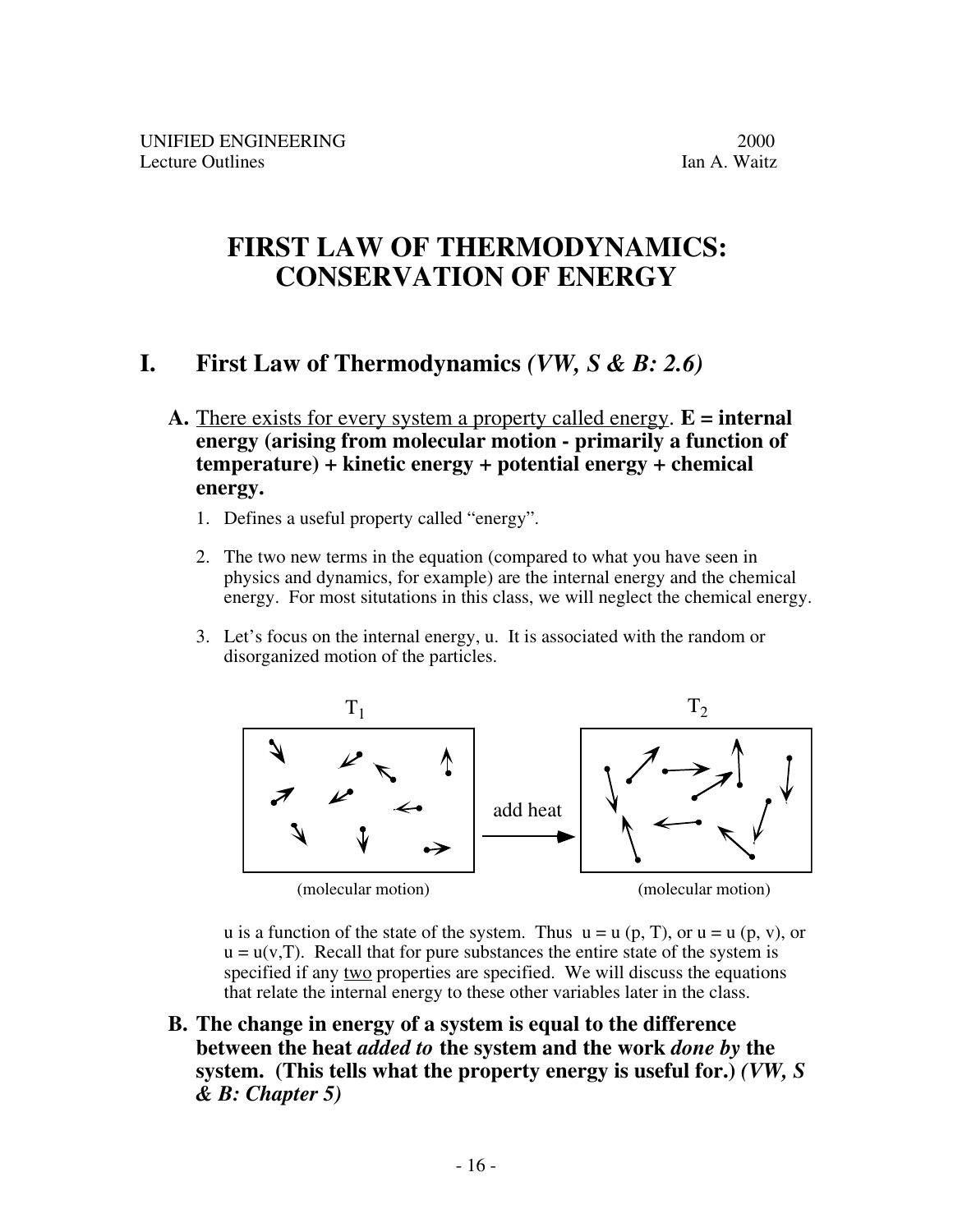# FIRST LAW OF THERMODYNAMICS: CONSERVATION OF ENERGY

## I. First Law of Thermodynamics *(VW, S & B: 2.6)*

**A.** <u>There exists for every system a property called energy</u>. **E = internal energy (arising from molecular motion - primarily a function of temperature) + kinetic energy + potential energy + chemical energy.**

1. Defines a useful property called "energy".

2. The two new terms in the equation (compared to what you have seen in physics and dynamics, for example) are the internal energy and the chemical energy. For most situtations in this class, we will neglect the chemical energy.

3. Let's focus on the internal energy, u. It is associated with the random or disorganized motion of the particles.

$T_1$ (molecular motion) —add heat→ $T_2$ (molecular motion)

u is a function of the state of the system. Thus $u = u(p, T)$, or $u = u(p, v)$, or $u = u(v,T)$. Recall that for pure substances the entire state of the system is specified if any <u>two</u> properties are specified. We will discuss the equations that relate the internal energy to these other variables later in the class.

**B. The change in energy of a system is equal to the difference between the heat *added to* the system and the work *done by* the system. (This tells what the property energy is useful for.)** ***(VW, S & B: Chapter 5)***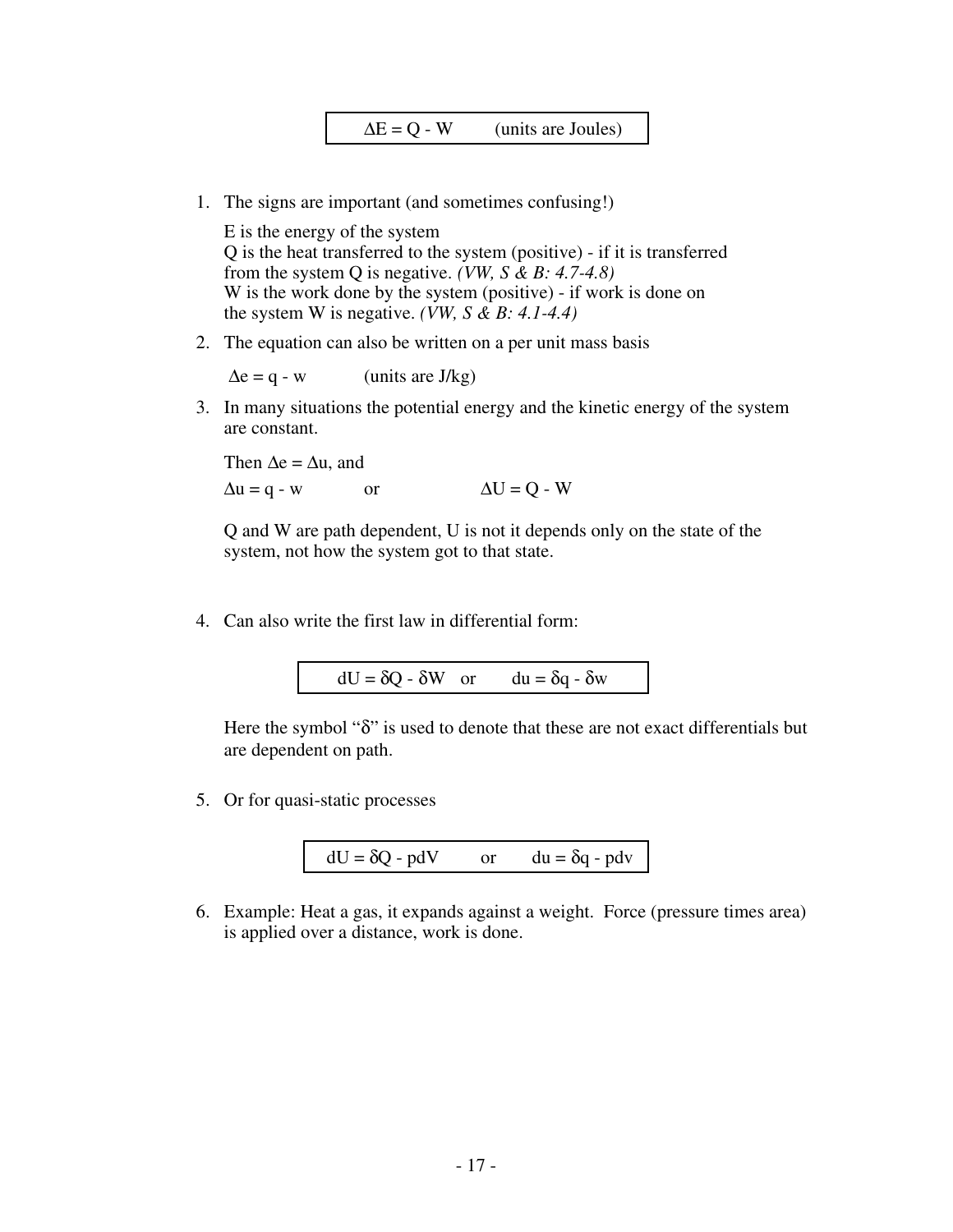$$\Delta E = Q - W \qquad \text{(units are Joules)}$$

1. The signs are important (and sometimes confusing!)

   E is the energy of the system
   Q is the heat transferred to the system (positive) - if it is transferred from the system Q is negative. *(VW, S & B: 4.7-4.8)*
   W is the work done by the system (positive) - if work is done on the system W is negative. *(VW, S & B: 4.1-4.4)*

2. The equation can also be written on a per unit mass basis

   $\Delta e = q - w$ (units are J/kg)

3. In many situations the potential energy and the kinetic energy of the system are constant.

   Then $\Delta e = \Delta u$, and

   $\Delta u = q - w$ or $\Delta U = Q - W$

   Q and W are path dependent, U is not it depends only on the state of the system, not how the system got to that state.

4. Can also write the first law in differential form:

   $$dU = \delta Q - \delta W \quad \text{or} \quad du = \delta q - \delta w$$

   Here the symbol "$\delta$" is used to denote that these are not exact differentials but are dependent on path.

5. Or for quasi-static processes

   $$dU = \delta Q - pdV \quad \text{or} \quad du = \delta q - pdv$$

6. Example: Heat a gas, it expands against a weight. Force (pressure times area) is applied over a distance, work is done.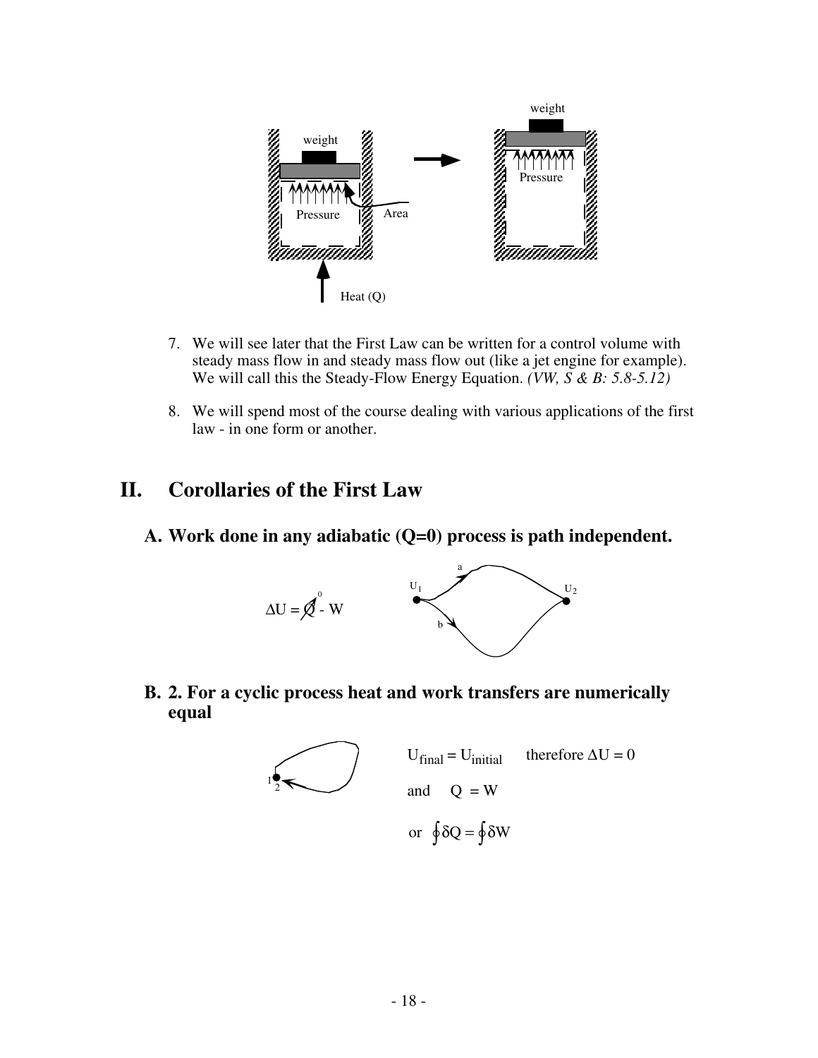7. We will see later that the First Law can be written for a control volume with steady mass flow in and steady mass flow out (like a jet engine for example). We will call this the Steady-Flow Energy Equation. *(VW, S & B: 5.8-5.12)*

8. We will spend most of the course dealing with various applications of the first law - in one form or another.

## II. Corollaries of the First Law

### A. Work done in any adiabatic (Q=0) process is path independent.

$$\Delta U = \cancel{Q}^{\,0} - W$$

### B. 2. For a cyclic process heat and work transfers are numerically equal

$U_{final} = U_{initial}$ therefore $\Delta U = 0$

and $Q = W$

or $\oint \delta Q = \oint \delta W$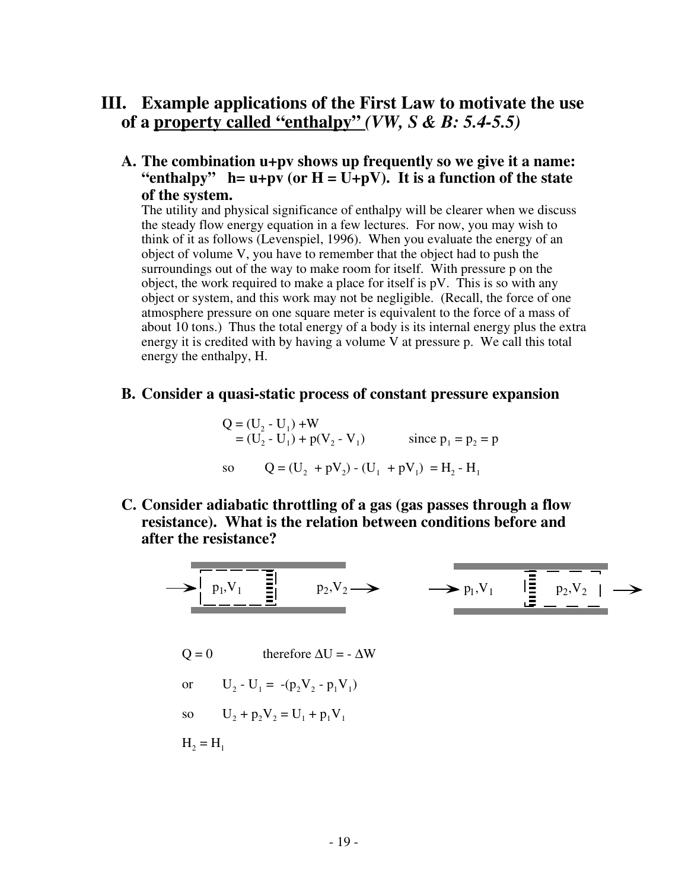## III. Example applications of the First Law to motivate the use of a <u>property called "enthalpy"</u> *(VW, S & B: 5.4-5.5)*

### A. The combination u+pv shows up frequently so we give it a name: "enthalpy" h= u+pv (or H = U+pV). It is a function of the state of the system.

The utility and physical significance of enthalpy will be clearer when we discuss the steady flow energy equation in a few lectures. For now, you may wish to think of it as follows (Levenspiel, 1996). When you evaluate the energy of an object of volume V, you have to remember that the object had to push the surroundings out of the way to make room for itself. With pressure p on the object, the work required to make a place for itself is pV. This is so with any object or system, and this work may not be negligible. (Recall, the force of one atmosphere pressure on one square meter is equivalent to the force of a mass of about 10 tons.) Thus the total energy of a body is its internal energy plus the extra energy it is credited with by having a volume V at pressure p. We call this total energy the enthalpy, H.

### B. Consider a quasi-static process of constant pressure expansion

$$Q = (U_2 - U_1) + W$$
$$= (U_2 - U_1) + p(V_2 - V_1) \qquad \text{since } p_1 = p_2 = p$$

so $\quad Q = (U_2 + pV_2) - (U_1 + pV_1) = H_2 - H_1$

### C. Consider adiabatic throttling of a gas (gas passes through a flow resistance). What is the relation between conditions before and after the resistance?

$Q = 0 \qquad$ therefore $\Delta U = - \Delta W$

or $\quad U_2 - U_1 = -(p_2V_2 - p_1V_1)$

so $\quad U_2 + p_2V_2 = U_1 + p_1V_1$

$H_2 = H_1$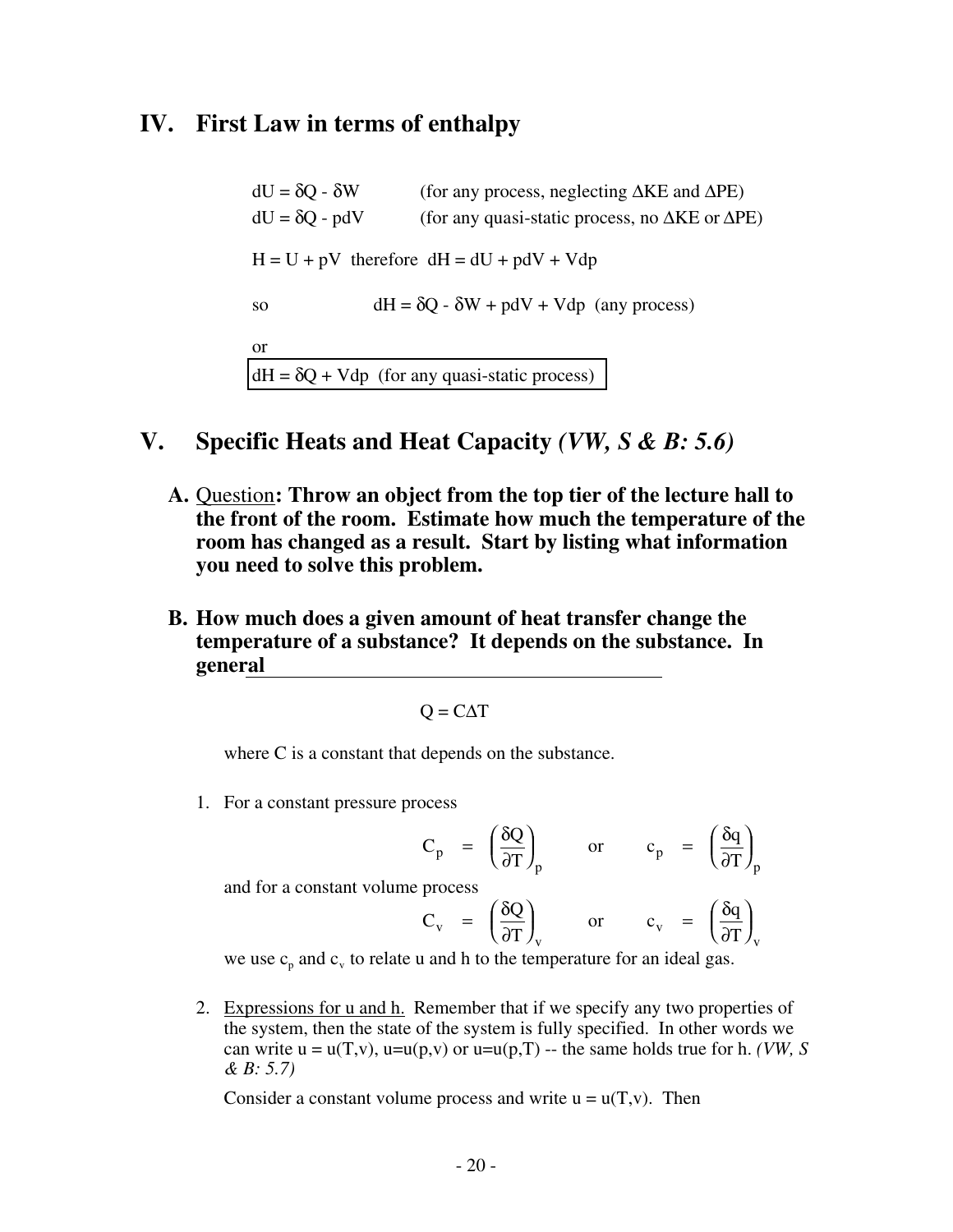## IV. First Law in terms of enthalpy

$dU = \delta Q - \delta W$ (for any process, neglecting $\Delta KE$ and $\Delta PE$)

$dU = \delta Q - pdV$ (for any quasi-static process, no $\Delta KE$ or $\Delta PE$)

$H = U + pV$ therefore $dH = dU + pdV + Vdp$

so $dH = \delta Q - \delta W + pdV + Vdp$ (any process)

or

$$\boxed{dH = \delta Q + Vdp \text{ (for any quasi-static process)}}$$

## V. Specific Heats and Heat Capacity *(VW, S & B: 5.6)*

**A.** Question**: Throw an object from the top tier of the lecture hall to the front of the room. Estimate how much the temperature of the room has changed as a result. Start by listing what information you need to solve this problem.**

**B. How much does a given amount of heat transfer change the temperature of a substance? It depends on the substance. In general**

$$Q = C\Delta T$$

where C is a constant that depends on the substance.

1. For a constant pressure process

$$C_p = \left(\frac{\delta Q}{\partial T}\right)_p \qquad \text{or} \qquad c_p = \left(\frac{\delta q}{\partial T}\right)_p$$

and for a constant volume process

$$C_v = \left(\frac{\delta Q}{\partial T}\right)_v \qquad \text{or} \qquad c_v = \left(\frac{\delta q}{\partial T}\right)_v$$

we use $c_p$ and $c_v$ to relate u and h to the temperature for an ideal gas.

2. Expressions for u and h. Remember that if we specify any two properties of the system, then the state of the system is fully specified. In other words we can write $u = u(T,v)$, $u=u(p,v)$ or $u=u(p,T)$ -- the same holds true for h. *(VW, S & B: 5.7)*

Consider a constant volume process and write $u = u(T,v)$. Then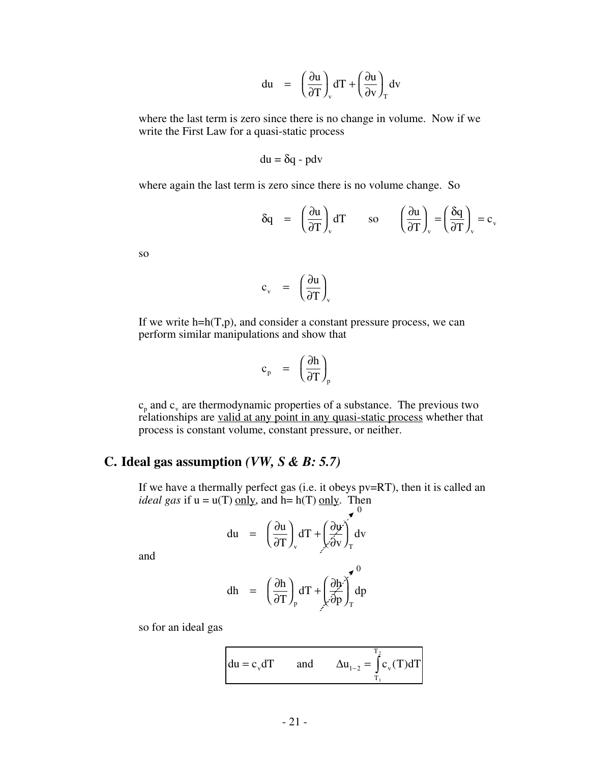$$du = \left(\frac{\partial u}{\partial T}\right)_v dT + \left(\frac{\partial u}{\partial v}\right)_T dv$$

where the last term is zero since there is no change in volume. Now if we write the First Law for a quasi-static process

$$du = \delta q - pdv$$

where again the last term is zero since there is no volume change. So

$$\delta q = \left(\frac{\partial u}{\partial T}\right)_v dT \qquad \text{so} \qquad \left(\frac{\partial u}{\partial T}\right)_v = \left(\frac{\delta q}{\partial T}\right)_v = c_v$$

so

$$c_v = \left(\frac{\partial u}{\partial T}\right)_v$$

If we write h=h(T,p), and consider a constant pressure process, we can perform similar manipulations and show that

$$c_p = \left(\frac{\partial h}{\partial T}\right)_p$$

$c_p$ and $c_v$ are thermodynamic properties of a substance. The previous two relationships are <u>valid at any point in any quasi-static process</u> whether that process is constant volume, constant pressure, or neither.

## C. Ideal gas assumption *(VW, S & B: 5.7)*

If we have a thermally perfect gas (i.e. it obeys pv=RT), then it is called an *ideal gas* if u = u(T) <u>only</u>, and h= h(T) <u>only</u>. Then

$$du = \left(\frac{\partial u}{\partial T}\right)_v dT + \underbrace{\left(\frac{\partial u}{\partial v}\right)_T}_{0} dv$$

and

$$dh = \left(\frac{\partial h}{\partial T}\right)_p dT + \underbrace{\left(\frac{\partial h}{\partial p}\right)_T}_{0} dp$$

so for an ideal gas

$$\boxed{du = c_v dT \qquad \text{and} \qquad \Delta u_{1-2} = \int_{T_1}^{T_2} c_v(T)dT}$$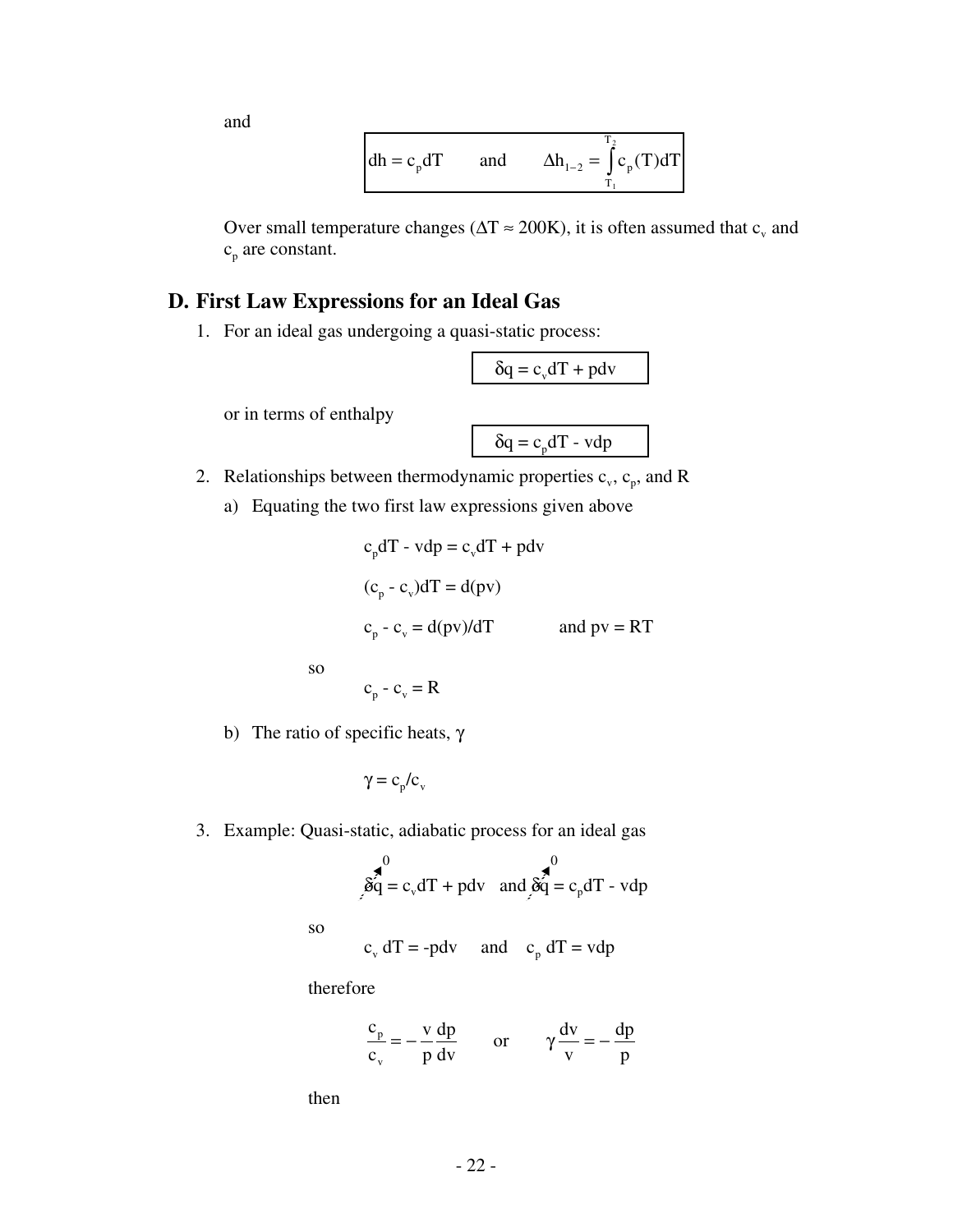and

$$dh = c_p dT \qquad \text{and} \qquad \Delta h_{1-2} = \int_{T_1}^{T_2} c_p(T)dT$$

Over small temperature changes ($\Delta T \approx 200\text{K}$), it is often assumed that $c_v$ and $c_p$ are constant.

## D. First Law Expressions for an Ideal Gas

1. For an ideal gas undergoing a quasi-static process:

$$\delta q = c_v dT + pdv$$

or in terms of enthalpy

$$\delta q = c_p dT - vdp$$

2. Relationships between thermodynamic properties $c_v$, $c_p$, and R

   a) Equating the two first law expressions given above

$$c_p dT - vdp = c_v dT + pdv$$

$$(c_p - c_v)dT = d(pv)$$

$$c_p - c_v = d(pv)/dT \qquad \text{and } pv = RT$$

so

$$c_p - c_v = R$$

   b) The ratio of specific heats, $\gamma$

$$\gamma = c_p/c_v$$

3. Example: Quasi-static, adiabatic process for an ideal gas

$$\overset{0}{\cancel{\delta q}} = c_v dT + pdv \quad \text{and} \quad \overset{0}{\cancel{\delta q}} = c_p dT - vdp$$

so

$$c_v\, dT = -pdv \quad \text{and} \quad c_p\, dT = vdp$$

therefore

$$\frac{c_p}{c_v} = -\frac{v}{p}\frac{dp}{dv} \qquad \text{or} \qquad \gamma \frac{dv}{v} = -\frac{dp}{p}$$

then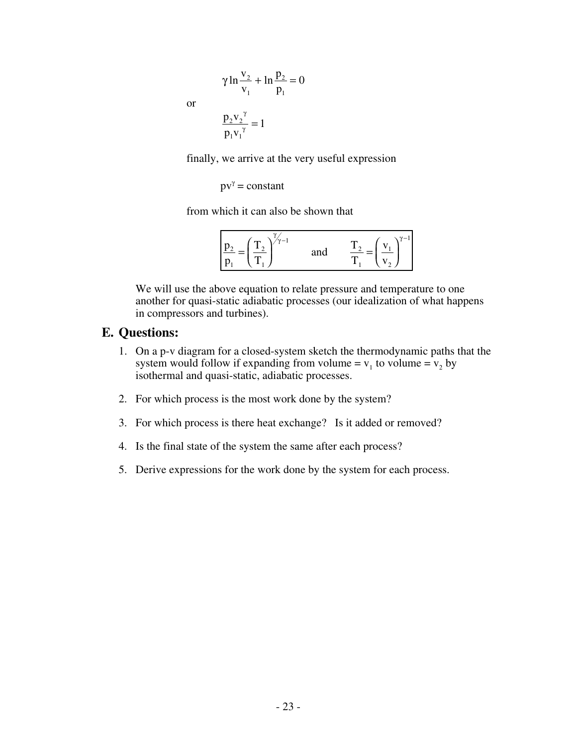$$\gamma \ln \frac{v_2}{v_1} + \ln \frac{p_2}{p_1} = 0$$

or

$$\frac{p_2 v_2^{\gamma}}{p_1 v_1^{\gamma}} = 1$$

finally, we arrive at the very useful expression

$$pv^{\gamma} = \text{constant}$$

from which it can also be shown that

$$\frac{p_2}{p_1} = \left(\frac{T_2}{T_1}\right)^{\gamma/\gamma - 1} \qquad \text{and} \qquad \frac{T_2}{T_1} = \left(\frac{v_1}{v_2}\right)^{\gamma - 1}$$

We will use the above equation to relate pressure and temperature to one another for quasi-static adiabatic processes (our idealization of what happens in compressors and turbines).

## E. Questions:

1. On a p-v diagram for a closed-system sketch the thermodynamic paths that the system would follow if expanding from volume = $v_1$ to volume = $v_2$ by isothermal and quasi-static, adiabatic processes.
2. For which process is the most work done by the system?
3. For which process is there heat exchange? Is it added or removed?
4. Is the final state of the system the same after each process?
5. Derive expressions for the work done by the system for each process.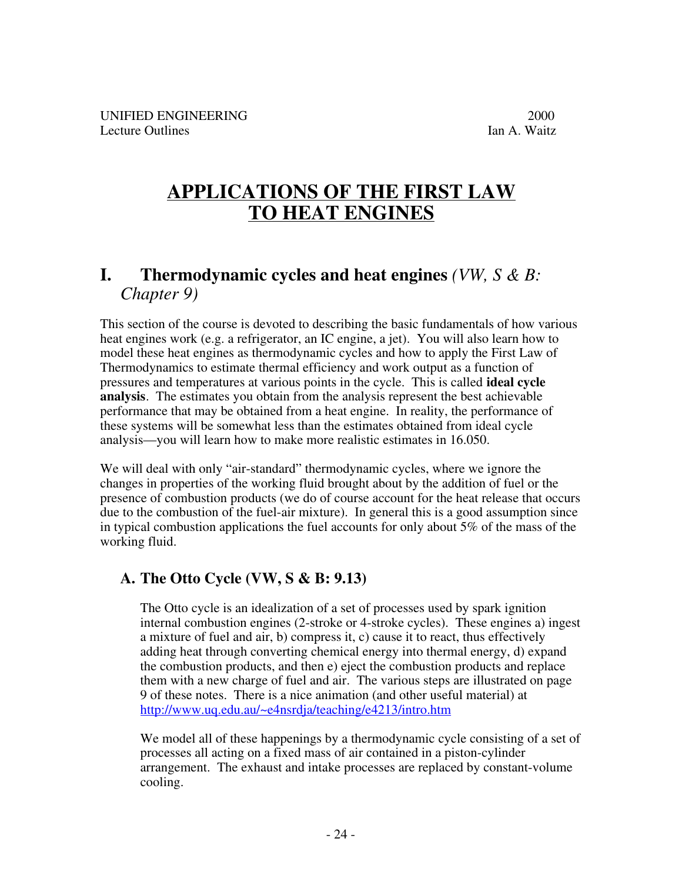UNIFIED ENGINEERING 2000
Lecture Outlines Ian A. Waitz

# APPLICATIONS OF THE FIRST LAW TO HEAT ENGINES

## I. Thermodynamic cycles and heat engines *(VW, S & B: Chapter 9)*

This section of the course is devoted to describing the basic fundamentals of how various heat engines work (e.g. a refrigerator, an IC engine, a jet). You will also learn how to model these heat engines as thermodynamic cycles and how to apply the First Law of Thermodynamics to estimate thermal efficiency and work output as a function of pressures and temperatures at various points in the cycle. This is called **ideal cycle analysis**. The estimates you obtain from the analysis represent the best achievable performance that may be obtained from a heat engine. In reality, the performance of these systems will be somewhat less than the estimates obtained from ideal cycle analysis—you will learn how to make more realistic estimates in 16.050.

We will deal with only "air-standard" thermodynamic cycles, where we ignore the changes in properties of the working fluid brought about by the addition of fuel or the presence of combustion products (we do of course account for the heat release that occurs due to the combustion of the fuel-air mixture). In general this is a good assumption since in typical combustion applications the fuel accounts for only about 5% of the mass of the working fluid.

### A. The Otto Cycle (VW, S & B: 9.13)

The Otto cycle is an idealization of a set of processes used by spark ignition internal combustion engines (2-stroke or 4-stroke cycles). These engines a) ingest a mixture of fuel and air, b) compress it, c) cause it to react, thus effectively adding heat through converting chemical energy into thermal energy, d) expand the combustion products, and then e) eject the combustion products and replace them with a new charge of fuel and air. The various steps are illustrated on page 9 of these notes. There is a nice animation (and other useful material) at http://www.uq.edu.au/~e4nsrdja/teaching/e4213/intro.htm

We model all of these happenings by a thermodynamic cycle consisting of a set of processes all acting on a fixed mass of air contained in a piston-cylinder arrangement. The exhaust and intake processes are replaced by constant-volume cooling.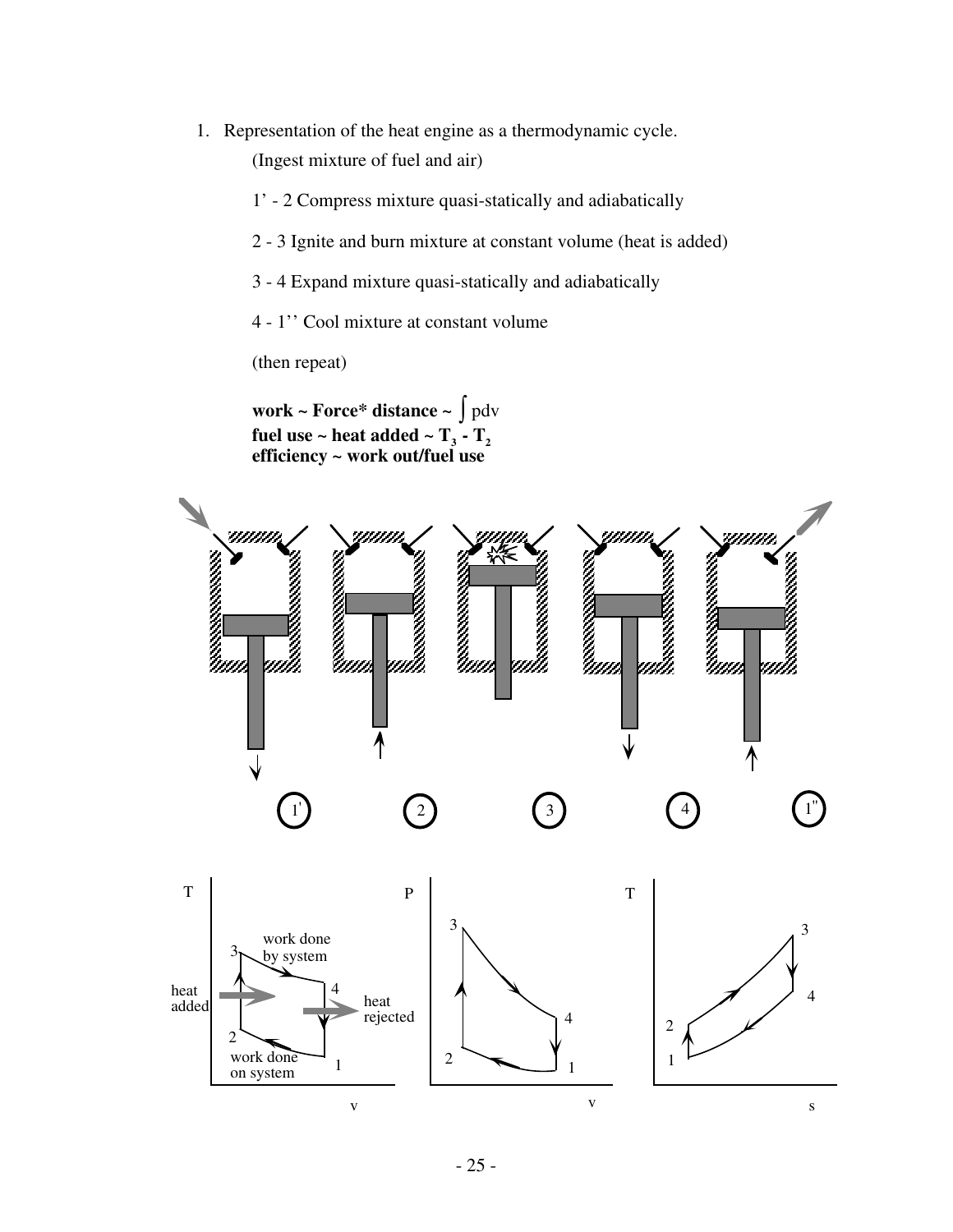1. Representation of the heat engine as a thermodynamic cycle.

   (Ingest mixture of fuel and air)

   1' - 2 Compress mixture quasi-statically and adiabatically

   2 - 3 Ignite and burn mixture at constant volume (heat is added)

   3 - 4 Expand mixture quasi-statically and adiabatically

   4 - 1'' Cool mixture at constant volume

   (then repeat)

   **work ~ Force* distance ~** $\int pdv$
   **fuel use ~ heat added ~ $T_3$ - $T_2$**
   **efficiency ~ work out/fuel use**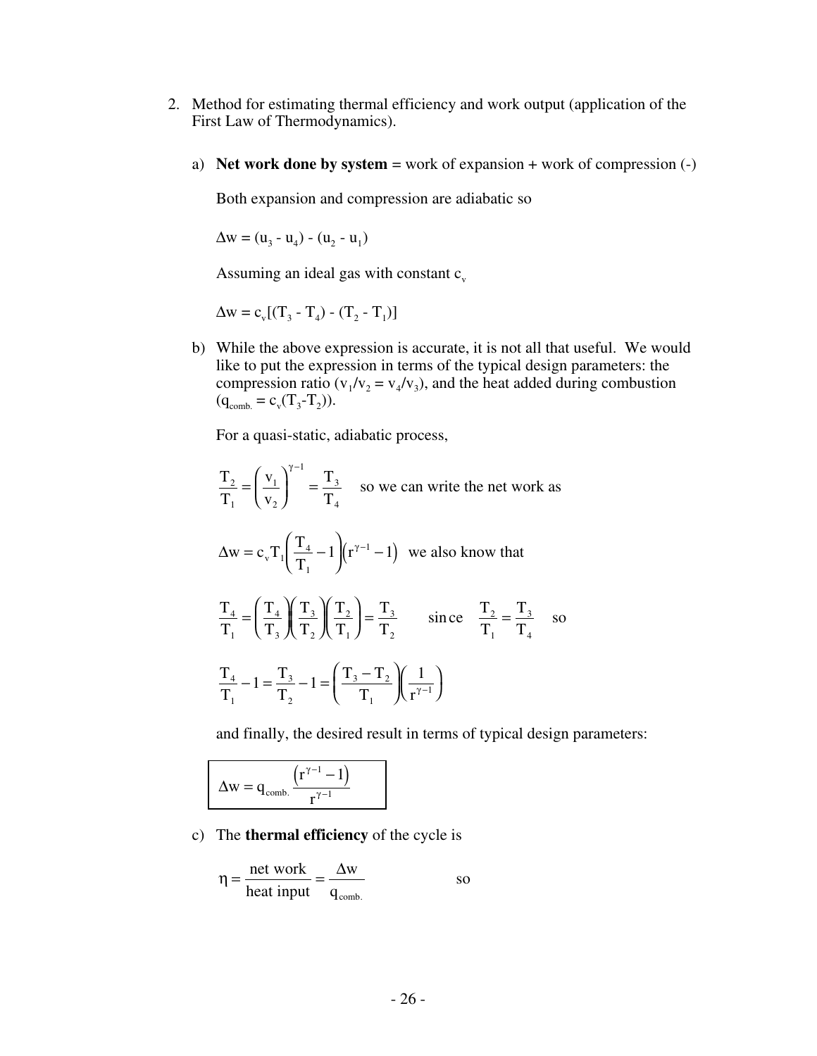2. Method for estimating thermal efficiency and work output (application of the First Law of Thermodynamics).

   a) **Net work done by system** = work of expansion + work of compression (-)

      Both expansion and compression are adiabatic so

      $\Delta w = (u_3 - u_4) - (u_2 - u_1)$

      Assuming an ideal gas with constant $c_v$

      $\Delta w = c_v[(T_3 - T_4) - (T_2 - T_1)]$

   b) While the above expression is accurate, it is not all that useful. We would like to put the expression in terms of the typical design parameters: the compression ratio ($v_1/v_2 = v_4/v_3$), and the heat added during combustion ($q_{comb.} = c_v(T_3-T_2)$).

      For a quasi-static, adiabatic process,

      $$\frac{T_2}{T_1} = \left(\frac{v_1}{v_2}\right)^{\gamma-1} = \frac{T_3}{T_4} \quad \text{so we can write the net work as}$$

      $$\Delta w = c_v T_1 \left(\frac{T_4}{T_1} - 1\right)\left(r^{\gamma-1} - 1\right) \quad \text{we also know that}$$

      $$\frac{T_4}{T_1} = \left(\frac{T_4}{T_3}\right)\left(\frac{T_3}{T_2}\right)\left(\frac{T_2}{T_1}\right) = \frac{T_3}{T_2} \qquad \text{since} \quad \frac{T_2}{T_1} = \frac{T_3}{T_4} \quad \text{so}$$

      $$\frac{T_4}{T_1} - 1 = \frac{T_3}{T_2} - 1 = \left(\frac{T_3 - T_2}{T_1}\right)\left(\frac{1}{r^{\gamma-1}}\right)$$

      and finally, the desired result in terms of typical design parameters:

      $$\boxed{\Delta w = q_{comb.} \frac{\left(r^{\gamma-1} - 1\right)}{r^{\gamma-1}}}$$

   c) The **thermal efficiency** of the cycle is

      $$\eta = \frac{\text{net work}}{\text{heat input}} = \frac{\Delta w}{q_{comb.}} \qquad \text{so}$$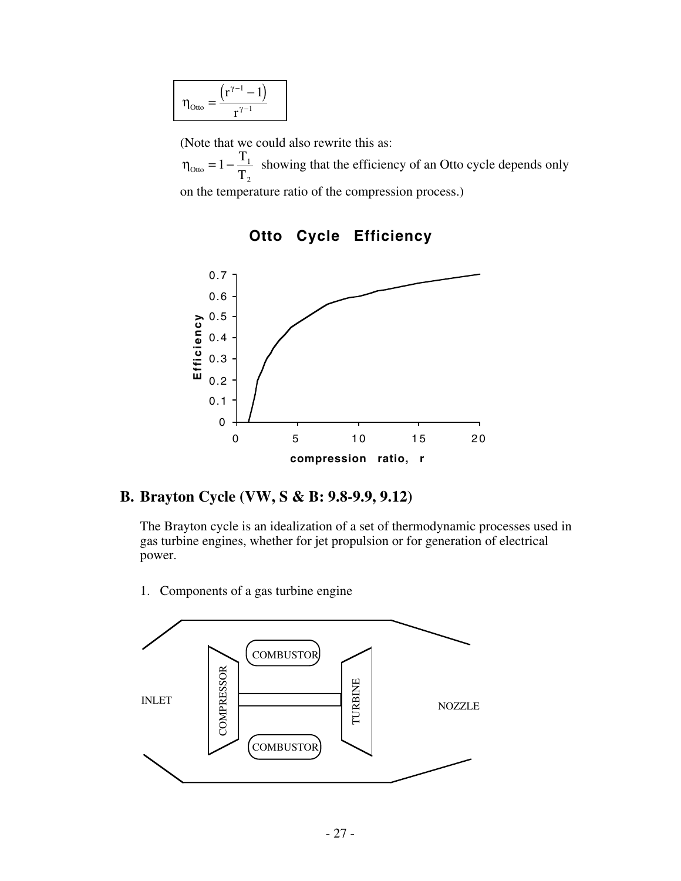$$\eta_{Otto} = \frac{\left(r^{\gamma-1} - 1\right)}{r^{\gamma-1}}$$

(Note that we could also rewrite this as:

$\eta_{Otto} = 1 - \frac{T_1}{T_2}$ showing that the efficiency of an Otto cycle depends only on the temperature ratio of the compression process.)

**Otto Cycle Efficiency**

## B. Brayton Cycle (VW, S & B: 9.8-9.9, 9.12)

The Brayton cycle is an idealization of a set of thermodynamic processes used in gas turbine engines, whether for jet propulsion or for generation of electrical power.

1. Components of a gas turbine engine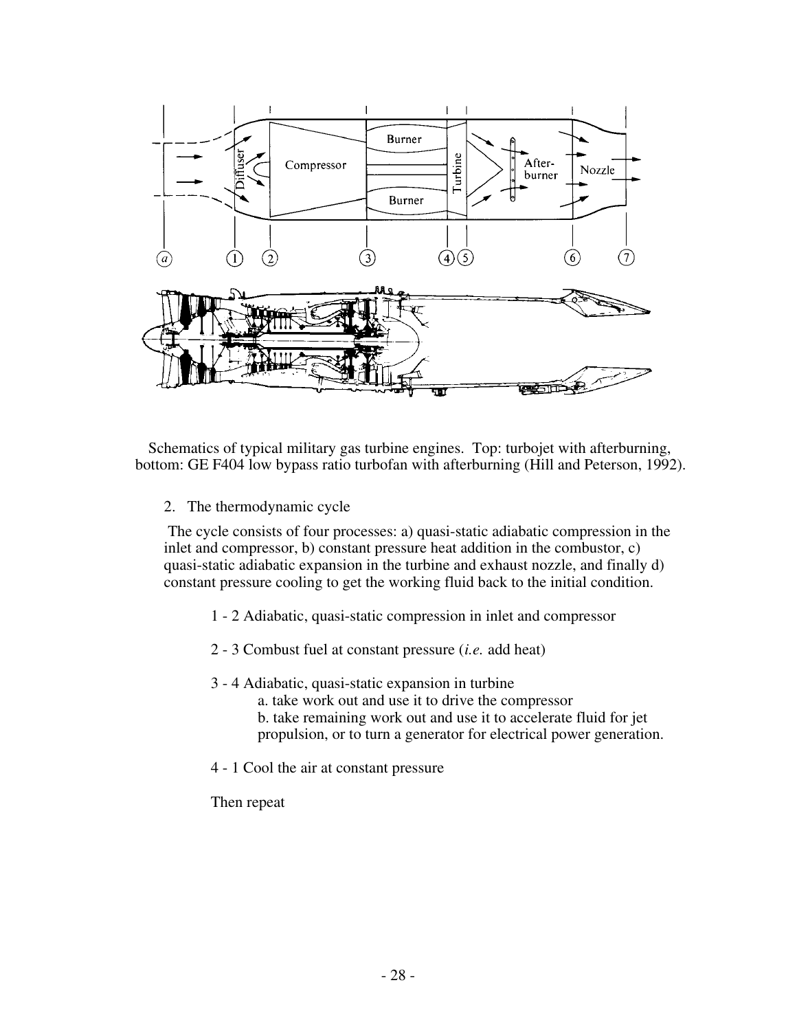Schematics of typical military gas turbine engines. Top: turbojet with afterburning, bottom: GE F404 low bypass ratio turbofan with afterburning (Hill and Peterson, 1992).

2. The thermodynamic cycle

The cycle consists of four processes: a) quasi-static adiabatic compression in the inlet and compressor, b) constant pressure heat addition in the combustor, c) quasi-static adiabatic expansion in the turbine and exhaust nozzle, and finally d) constant pressure cooling to get the working fluid back to the initial condition.

1 - 2 Adiabatic, quasi-static compression in inlet and compressor

2 - 3 Combust fuel at constant pressure (*i.e.* add heat)

3 - 4 Adiabatic, quasi-static expansion in turbine
- a. take work out and use it to drive the compressor
- b. take remaining work out and use it to accelerate fluid for jet propulsion, or to turn a generator for electrical power generation.

4 - 1 Cool the air at constant pressure

Then repeat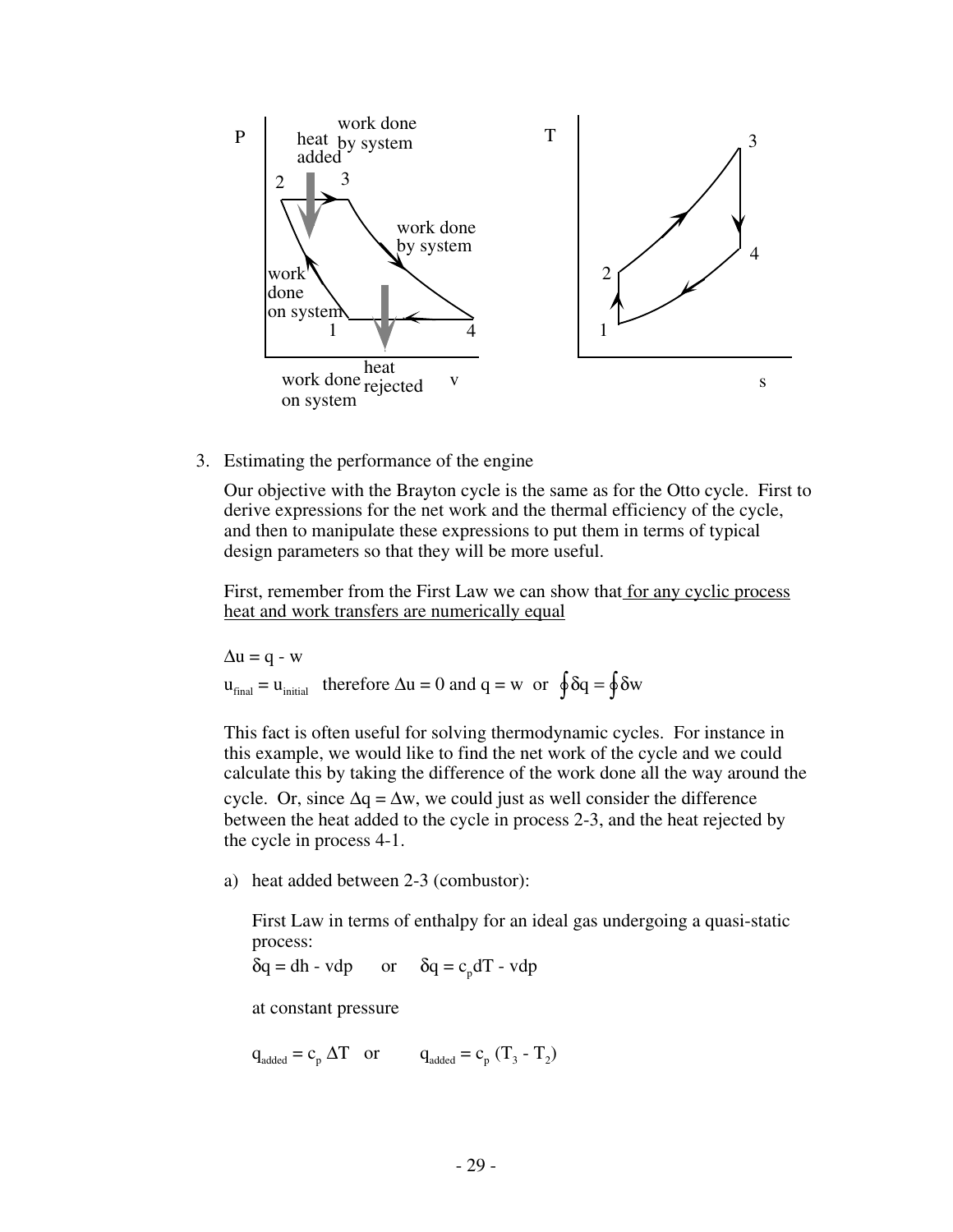3. Estimating the performance of the engine

   Our objective with the Brayton cycle is the same as for the Otto cycle. First to derive expressions for the net work and the thermal efficiency of the cycle, and then to manipulate these expressions to put them in terms of typical design parameters so that they will be more useful.

   First, remember from the First Law we can show that <u>for any cyclic process heat and work transfers are numerically equal</u>

   $\Delta u = q - w$

   $u_{final} = u_{initial}$ therefore $\Delta u = 0$ and $q = w$ or $\oint \delta q = \oint \delta w$

   This fact is often useful for solving thermodynamic cycles. For instance in this example, we would like to find the net work of the cycle and we could calculate this by taking the difference of the work done all the way around the cycle. Or, since $\Delta q = \Delta w$, we could just as well consider the difference between the heat added to the cycle in process 2-3, and the heat rejected by the cycle in process 4-1.

   a) heat added between 2-3 (combustor):

      First Law in terms of enthalpy for an ideal gas undergoing a quasi-static process:

      $\delta q = dh - vdp$ or $\delta q = c_p dT - vdp$

      at constant pressure

      $q_{added} = c_p \, \Delta T$ or $q_{added} = c_p \, (T_3 - T_2)$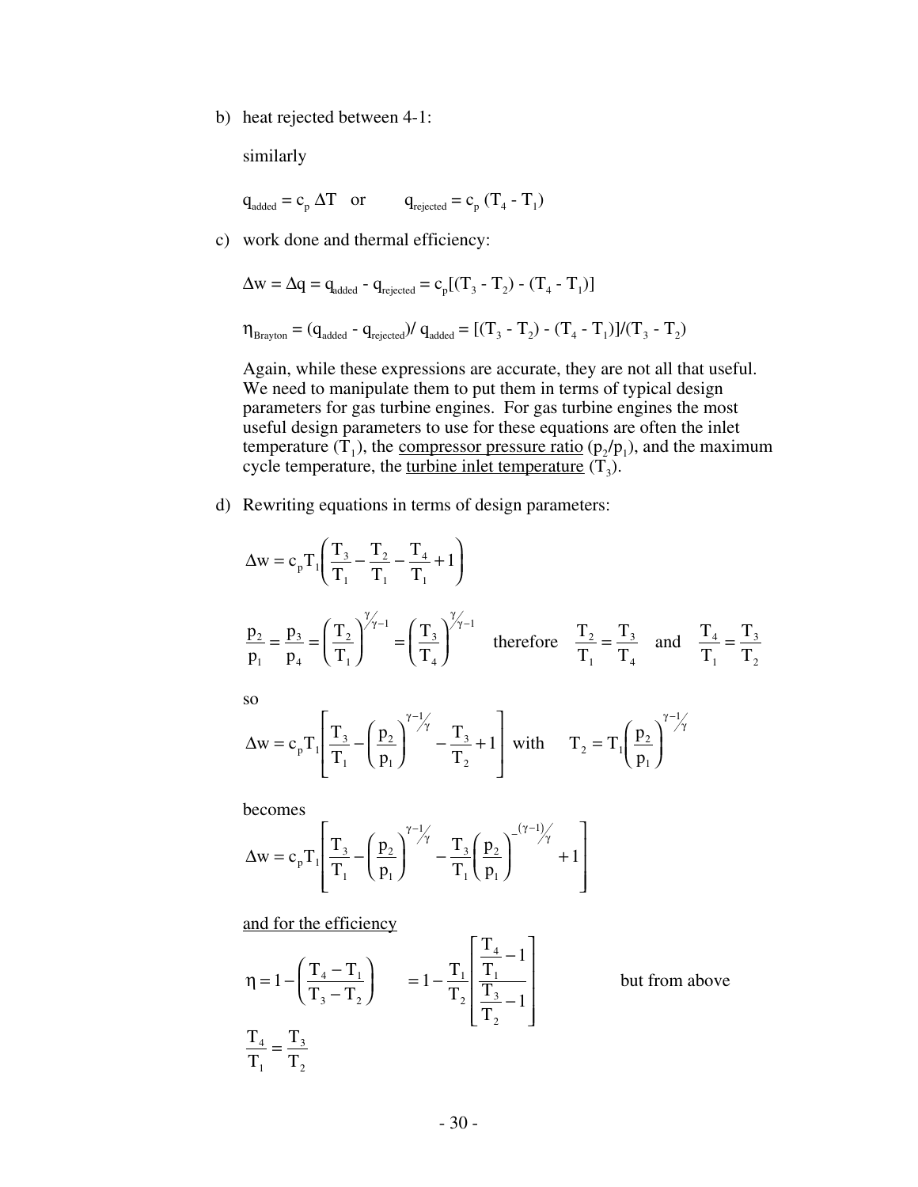b) heat rejected between 4-1:

similarly

$q_{added} = c_p \, \Delta T$ or $q_{rejected} = c_p \, (T_4 - T_1)$

c) work done and thermal efficiency:

$\Delta w = \Delta q = q_{added} - q_{rejected} = c_p[(T_3 - T_2) - (T_4 - T_1)]$

$\eta_{Brayton} = (q_{added} - q_{rejected})/ \, q_{added} = [(T_3 - T_2) - (T_4 - T_1)]/(T_3 - T_2)$

Again, while these expressions are accurate, they are not all that useful. We need to manipulate them to put them in terms of typical design parameters for gas turbine engines. For gas turbine engines the most useful design parameters to use for these equations are often the inlet temperature ($T_1$), the <u>compressor pressure ratio</u> ($p_2/p_1$), and the maximum cycle temperature, the <u>turbine inlet temperature</u> ($T_3$).

d) Rewriting equations in terms of design parameters:

$$\Delta w = c_p T_1 \left( \frac{T_3}{T_1} - \frac{T_2}{T_1} - \frac{T_4}{T_1} + 1 \right)$$

$$\frac{p_2}{p_1} = \frac{p_3}{p_4} = \left( \frac{T_2}{T_1} \right)^{\gamma/\gamma-1} = \left( \frac{T_3}{T_4} \right)^{\gamma/\gamma-1} \quad \text{therefore} \quad \frac{T_2}{T_1} = \frac{T_3}{T_4} \quad \text{and} \quad \frac{T_4}{T_1} = \frac{T_3}{T_2}$$

so

$$\Delta w = c_p T_1 \left[ \frac{T_3}{T_1} - \left( \frac{p_2}{p_1} \right)^{\gamma-1/\gamma} - \frac{T_3}{T_2} + 1 \right] \text{ with } \quad T_2 = T_1 \left( \frac{p_2}{p_1} \right)^{\gamma-1/\gamma}$$

becomes

$$\Delta w = c_p T_1 \left[ \frac{T_3}{T_1} - \left( \frac{p_2}{p_1} \right)^{\gamma-1/\gamma} - \frac{T_3}{T_1} \left( \frac{p_2}{p_1} \right)^{-(\gamma-1)/\gamma} + 1 \right]$$

<u>and for the efficiency</u>

$$\eta = 1 - \left( \frac{T_4 - T_1}{T_3 - T_2} \right) \qquad = 1 - \frac{T_1}{T_2} \left[ \frac{\frac{T_4}{T_1} - 1}{\frac{T_3}{T_2} - 1} \right] \qquad \text{but from above}$$

$$\frac{T_4}{T_1} = \frac{T_3}{T_2}$$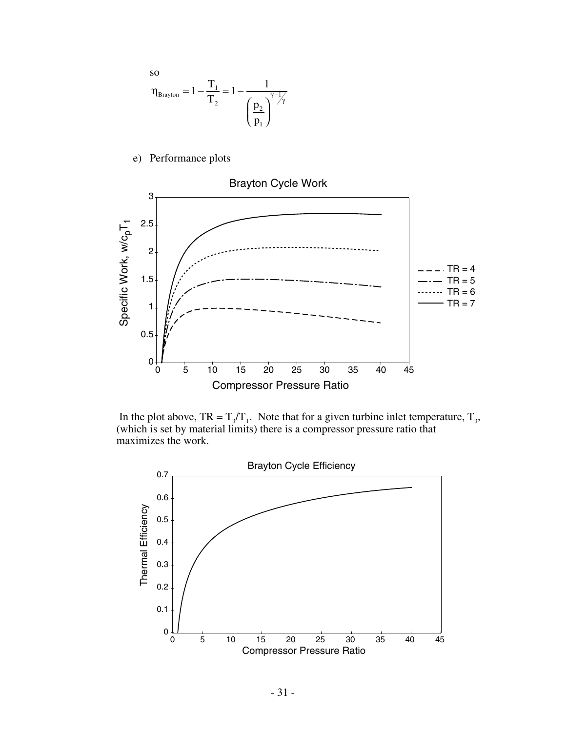so

$$\eta_{Brayton} = 1 - \frac{T_1}{T_2} = 1 - \frac{1}{\left(\frac{p_2}{p_1}\right)^{\gamma-1/\gamma}}$$

e) Performance plots

In the plot above, TR = $T_3/T_1$. Note that for a given turbine inlet temperature, $T_3$, (which is set by material limits) there is a compressor pressure ratio that maximizes the work.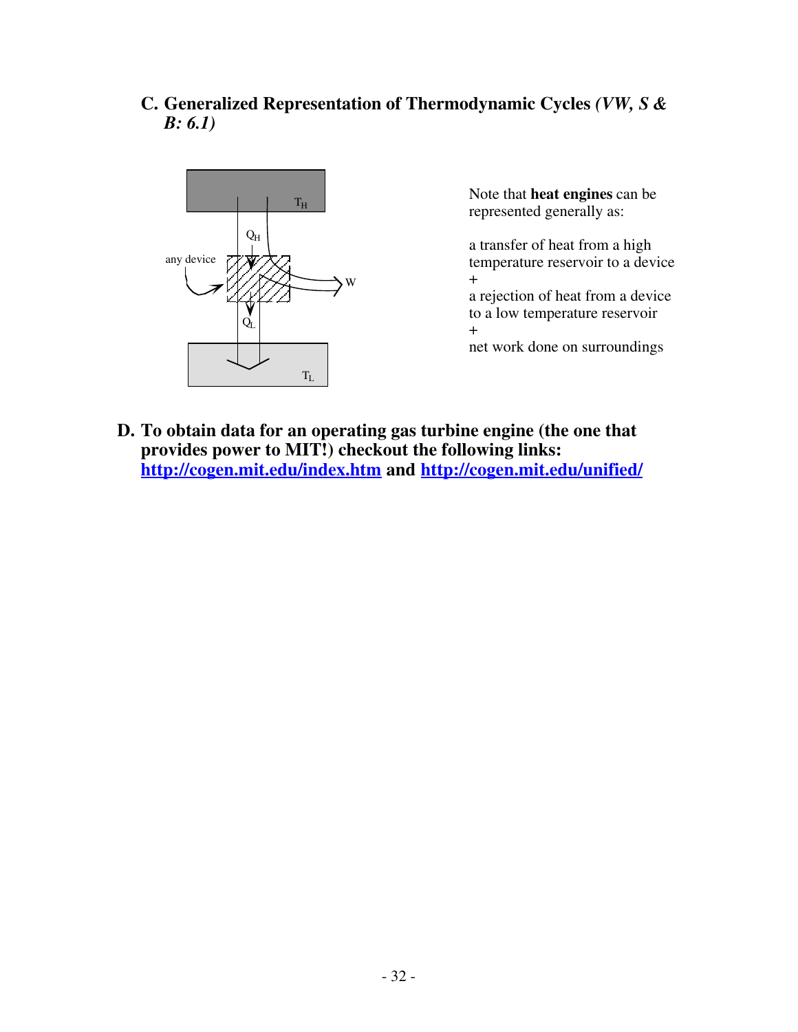### C. Generalized Representation of Thermodynamic Cycles *(VW, S & B: 6.1)*

Note that **heat engines** can be represented generally as:

a transfer of heat from a high temperature reservoir to a device

\+

a rejection of heat from a device to a low temperature reservoir

\+

net work done on surroundings

### D. To obtain data for an operating gas turbine engine (the one that provides power to MIT!) checkout the following links: [http://cogen.mit.edu/index.htm](http://cogen.mit.edu/index.htm) and [http://cogen.mit.edu/unified/](http://cogen.mit.edu/unified/)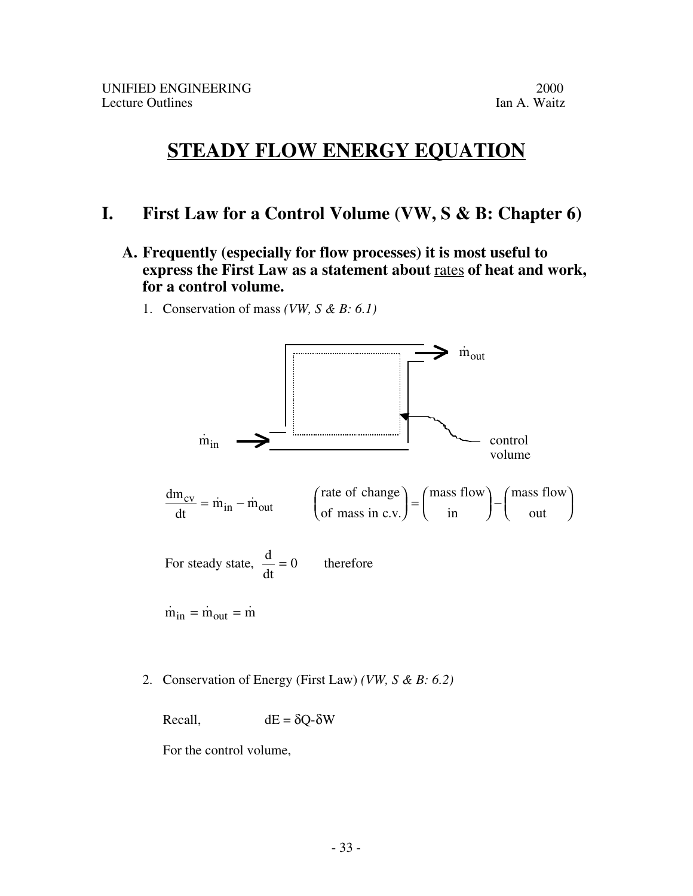UNIFIED ENGINEERING 2000
Lecture Outlines Ian A. Waitz

# STEADY FLOW ENERGY EQUATION

## I. First Law for a Control Volume (VW, S & B: Chapter 6)

### A. Frequently (especially for flow processes) it is most useful to express the First Law as a statement about rates of heat and work, for a control volume.

1. Conservation of mass *(VW, S & B: 6.1)*

$\dot{m}_{out}$

$\dot{m}_{in}$

control volume

$$\frac{dm_{cv}}{dt} = \dot{m}_{in} - \dot{m}_{out} \qquad \begin{pmatrix} \text{rate of change} \\ \text{of mass in c.v.} \end{pmatrix} = \begin{pmatrix} \text{mass flow} \\ \text{in} \end{pmatrix} - \begin{pmatrix} \text{mass flow} \\ \text{out} \end{pmatrix}$$

For steady state, $\frac{d}{dt} = 0$ therefore

$$\dot{m}_{in} = \dot{m}_{out} = \dot{m}$$

2. Conservation of Energy (First Law) *(VW, S & B: 6.2)*

Recall, $dE = \delta Q - \delta W$

For the control volume,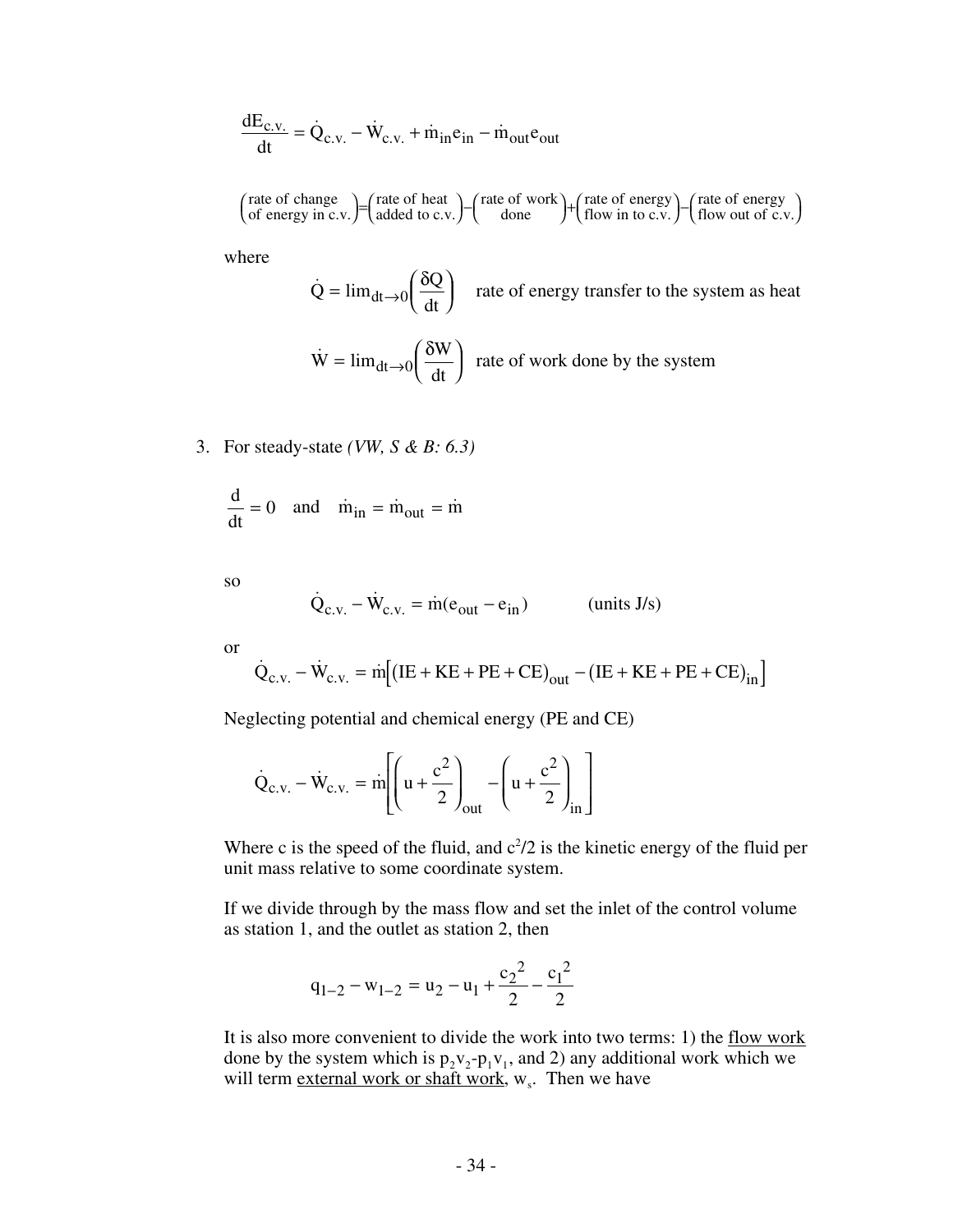$$\frac{dE_{c.v.}}{dt} = \dot{Q}_{c.v.} - \dot{W}_{c.v.} + \dot{m}_{in}e_{in} - \dot{m}_{out}e_{out}$$

$$\begin{pmatrix}\text{rate of change}\\ \text{of energy in c.v.}\end{pmatrix} = \begin{pmatrix}\text{rate of heat}\\ \text{added to c.v.}\end{pmatrix} - \begin{pmatrix}\text{rate of work}\\ \text{done}\end{pmatrix} + \begin{pmatrix}\text{rate of energy}\\ \text{flow in to c.v.}\end{pmatrix} - \begin{pmatrix}\text{rate of energy}\\ \text{flow out of c.v.}\end{pmatrix}$$

where

$$\dot{Q} = \lim_{dt \to 0}\left(\frac{\delta Q}{dt}\right) \quad \text{rate of energy transfer to the system as heat}$$

$$\dot{W} = \lim_{dt \to 0}\left(\frac{\delta W}{dt}\right) \quad \text{rate of work done by the system}$$

3. For steady-state *(VW, S & B: 6.3)*

$$\frac{d}{dt} = 0 \quad \text{and} \quad \dot{m}_{in} = \dot{m}_{out} = \dot{m}$$

so

$$\dot{Q}_{c.v.} - \dot{W}_{c.v.} = \dot{m}(e_{out} - e_{in}) \qquad \text{(units J/s)}$$

or

$$\dot{Q}_{c.v.} - \dot{W}_{c.v.} = \dot{m}\left[(IE + KE + PE + CE)_{out} - (IE + KE + PE + CE)_{in}\right]$$

Neglecting potential and chemical energy (PE and CE)

$$\dot{Q}_{c.v.} - \dot{W}_{c.v.} = \dot{m}\left[\left(u + \frac{c^2}{2}\right)_{out} - \left(u + \frac{c^2}{2}\right)_{in}\right]$$

Where c is the speed of the fluid, and $c^2/2$ is the kinetic energy of the fluid per unit mass relative to some coordinate system.

If we divide through by the mass flow and set the inlet of the control volume as station 1, and the outlet as station 2, then

$$q_{1-2} - w_{1-2} = u_2 - u_1 + \frac{c_2^2}{2} - \frac{c_1^2}{2}$$

It is also more convenient to divide the work into two terms: 1) the flow work done by the system which is $p_2v_2 - p_1v_1$, and 2) any additional work which we will term external work or shaft work, $w_s$. Then we have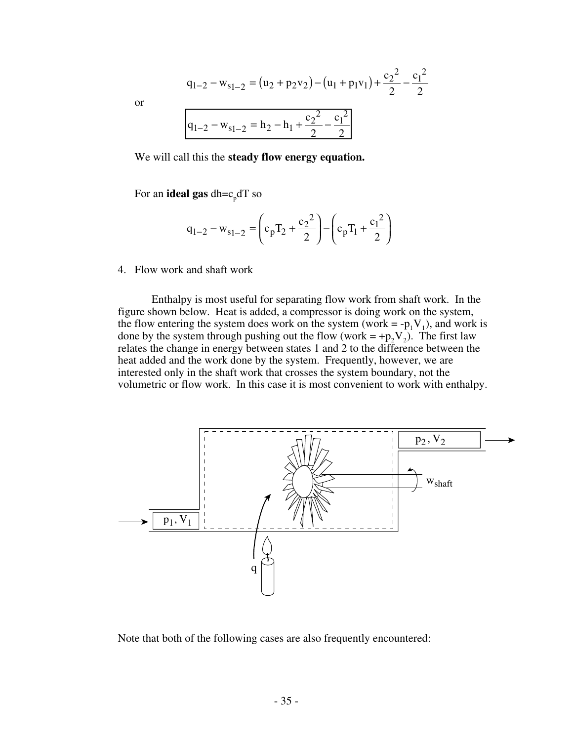$$q_{1-2} - w_{s1-2} = (u_2 + p_2 v_2) - (u_1 + p_1 v_1) + \frac{c_2^2}{2} - \frac{c_1^2}{2}$$

or

$$\boxed{q_{1-2} - w_{s1-2} = h_2 - h_1 + \frac{c_2^2}{2} - \frac{c_1^2}{2}}$$

We will call this the **steady flow energy equation.**

For an **ideal gas** $dh = c_p dT$ so

$$q_{1-2} - w_{s1-2} = \left( c_p T_2 + \frac{c_2^2}{2} \right) - \left( c_p T_1 + \frac{c_1^2}{2} \right)$$

4. Flow work and shaft work

Enthalpy is most useful for separating flow work from shaft work. In the figure shown below. Heat is added, a compressor is doing work on the system, the flow entering the system does work on the system (work = $-p_1V_1$), and work is done by the system through pushing out the flow (work = $+p_2V_2$). The first law relates the change in energy between states 1 and 2 to the difference between the heat added and the work done by the system. Frequently, however, we are interested only in the shaft work that crosses the system boundary, not the volumetric or flow work. In this case it is most convenient to work with enthalpy.

Note that both of the following cases are also frequently encountered: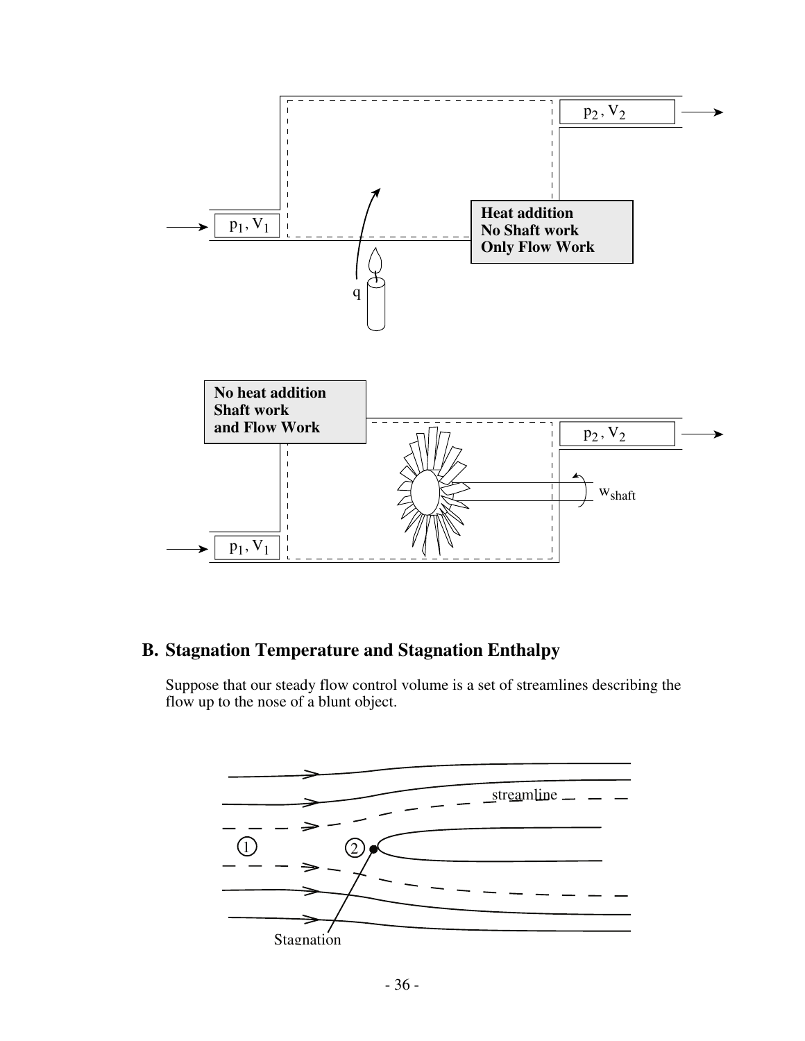## B. Stagnation Temperature and Stagnation Enthalpy

Suppose that our steady flow control volume is a set of streamlines describing the flow up to the nose of a blunt object.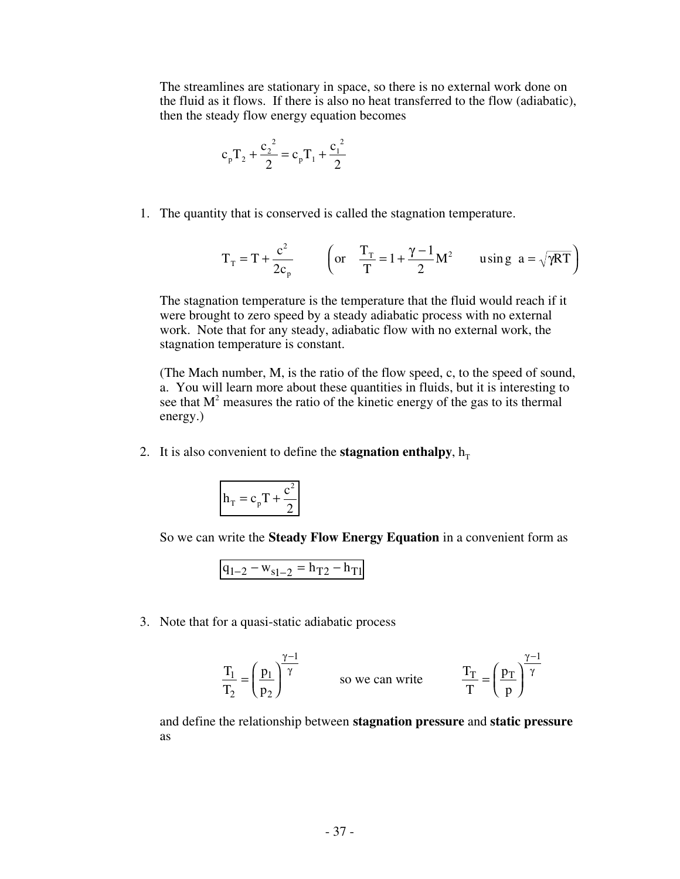The streamlines are stationary in space, so there is no external work done on the fluid as it flows. If there is also no heat transferred to the flow (adiabatic), then the steady flow energy equation becomes

$$c_p T_2 + \frac{c_2^2}{2} = c_p T_1 + \frac{c_1^2}{2}$$

1. The quantity that is conserved is called the stagnation temperature.

$$T_T = T + \frac{c^2}{2c_p} \qquad \left( \text{or} \quad \frac{T_T}{T} = 1 + \frac{\gamma - 1}{2} M^2 \qquad \text{using } \; a = \sqrt{\gamma RT} \right)$$

   The stagnation temperature is the temperature that the fluid would reach if it were brought to zero speed by a steady adiabatic process with no external work. Note that for any steady, adiabatic flow with no external work, the stagnation temperature is constant.

   (The Mach number, M, is the ratio of the flow speed, c, to the speed of sound, a. You will learn more about these quantities in fluids, but it is interesting to see that $M^2$ measures the ratio of the kinetic energy of the gas to its thermal energy.)

2. It is also convenient to define the **stagnation enthalpy**, $h_T$

$$\boxed{h_T = c_p T + \frac{c^2}{2}}$$

   So we can write the **Steady Flow Energy Equation** in a convenient form as

$$\boxed{q_{1-2} - w_{s1-2} = h_{T2} - h_{T1}}$$

3. Note that for a quasi-static adiabatic process

$$\frac{T_1}{T_2} = \left( \frac{p_1}{p_2} \right)^{\frac{\gamma-1}{\gamma}} \qquad \text{so we can write} \qquad \frac{T_T}{T} = \left( \frac{p_T}{p} \right)^{\frac{\gamma-1}{\gamma}}$$

   and define the relationship between **stagnation pressure** and **static pressure** as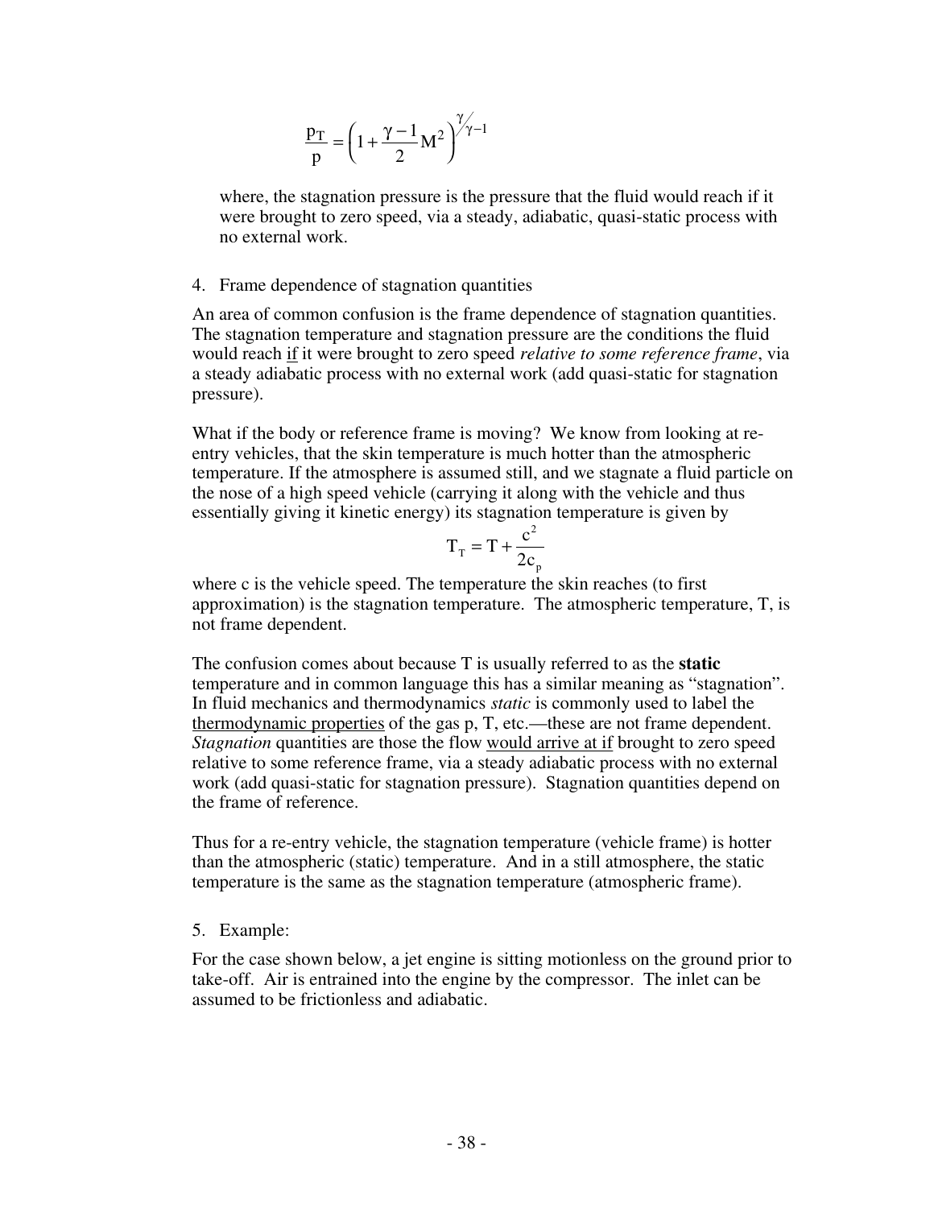$$\frac{p_T}{p} = \left(1 + \frac{\gamma - 1}{2} M^2\right)^{\gamma/\gamma - 1}$$

where, the stagnation pressure is the pressure that the fluid would reach if it were brought to zero speed, via a steady, adiabatic, quasi-static process with no external work.

4. Frame dependence of stagnation quantities

An area of common confusion is the frame dependence of stagnation quantities. The stagnation temperature and stagnation pressure are the conditions the fluid would reach if it were brought to zero speed *relative to some reference frame*, via a steady adiabatic process with no external work (add quasi-static for stagnation pressure).

What if the body or reference frame is moving? We know from looking at re-entry vehicles, that the skin temperature is much hotter than the atmospheric temperature. If the atmosphere is assumed still, and we stagnate a fluid particle on the nose of a high speed vehicle (carrying it along with the vehicle and thus essentially giving it kinetic energy) its stagnation temperature is given by

$$T_T = T + \frac{c^2}{2c_p}$$

where c is the vehicle speed. The temperature the skin reaches (to first approximation) is the stagnation temperature. The atmospheric temperature, T, is not frame dependent.

The confusion comes about because T is usually referred to as the **static** temperature and in common language this has a similar meaning as "stagnation". In fluid mechanics and thermodynamics *static* is commonly used to label the thermodynamic properties of the gas p, T, etc.—these are not frame dependent. *Stagnation* quantities are those the flow would arrive at if brought to zero speed relative to some reference frame, via a steady adiabatic process with no external work (add quasi-static for stagnation pressure). Stagnation quantities depend on the frame of reference.

Thus for a re-entry vehicle, the stagnation temperature (vehicle frame) is hotter than the atmospheric (static) temperature. And in a still atmosphere, the static temperature is the same as the stagnation temperature (atmospheric frame).

5. Example:

For the case shown below, a jet engine is sitting motionless on the ground prior to take-off. Air is entrained into the engine by the compressor. The inlet can be assumed to be frictionless and adiabatic.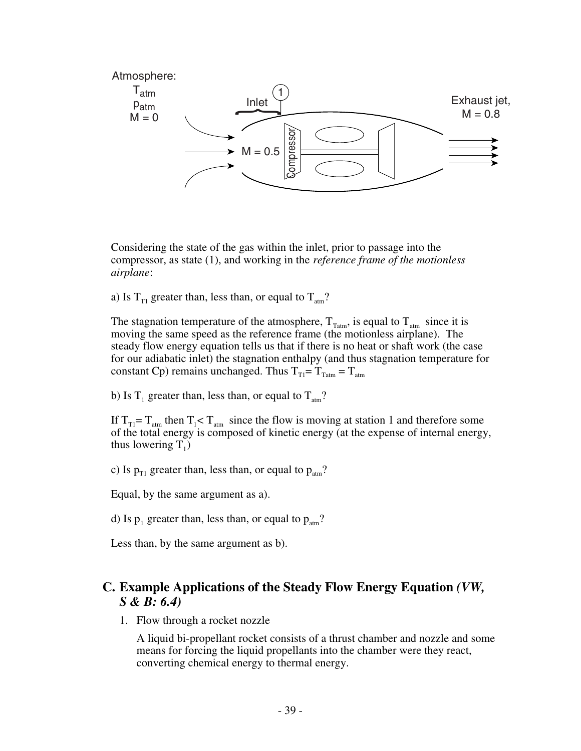Atmosphere: $T_{atm}$ $p_{atm}$ M = 0

Inlet

1

M = 0.5

Compressor

Exhaust jet, M = 0.8

Considering the state of the gas within the inlet, prior to passage into the compressor, as state (1), and working in the *reference frame of the motionless airplane*:

a) Is $T_{T1}$ greater than, less than, or equal to $T_{atm}$?

The stagnation temperature of the atmosphere, $T_{Tatm}$, is equal to $T_{atm}$ since it is moving the same speed as the reference frame (the motionless airplane). The steady flow energy equation tells us that if there is no heat or shaft work (the case for our adiabatic inlet) the stagnation enthalpy (and thus stagnation temperature for constant Cp) remains unchanged. Thus $T_{T1} = T_{Tatm} = T_{atm}$

b) Is $T_1$ greater than, less than, or equal to $T_{atm}$?

If $T_{T1} = T_{atm}$ then $T_1 < T_{atm}$ since the flow is moving at station 1 and therefore some of the total energy is composed of kinetic energy (at the expense of internal energy, thus lowering $T_1$)

c) Is $p_{T1}$ greater than, less than, or equal to $p_{atm}$?

Equal, by the same argument as a).

d) Is $p_1$ greater than, less than, or equal to $p_{atm}$?

Less than, by the same argument as b).

## C. Example Applications of the Steady Flow Energy Equation *(VW, S & B: 6.4)*

1. Flow through a rocket nozzle

   A liquid bi-propellant rocket consists of a thrust chamber and nozzle and some means for forcing the liquid propellants into the chamber were they react, converting chemical energy to thermal energy.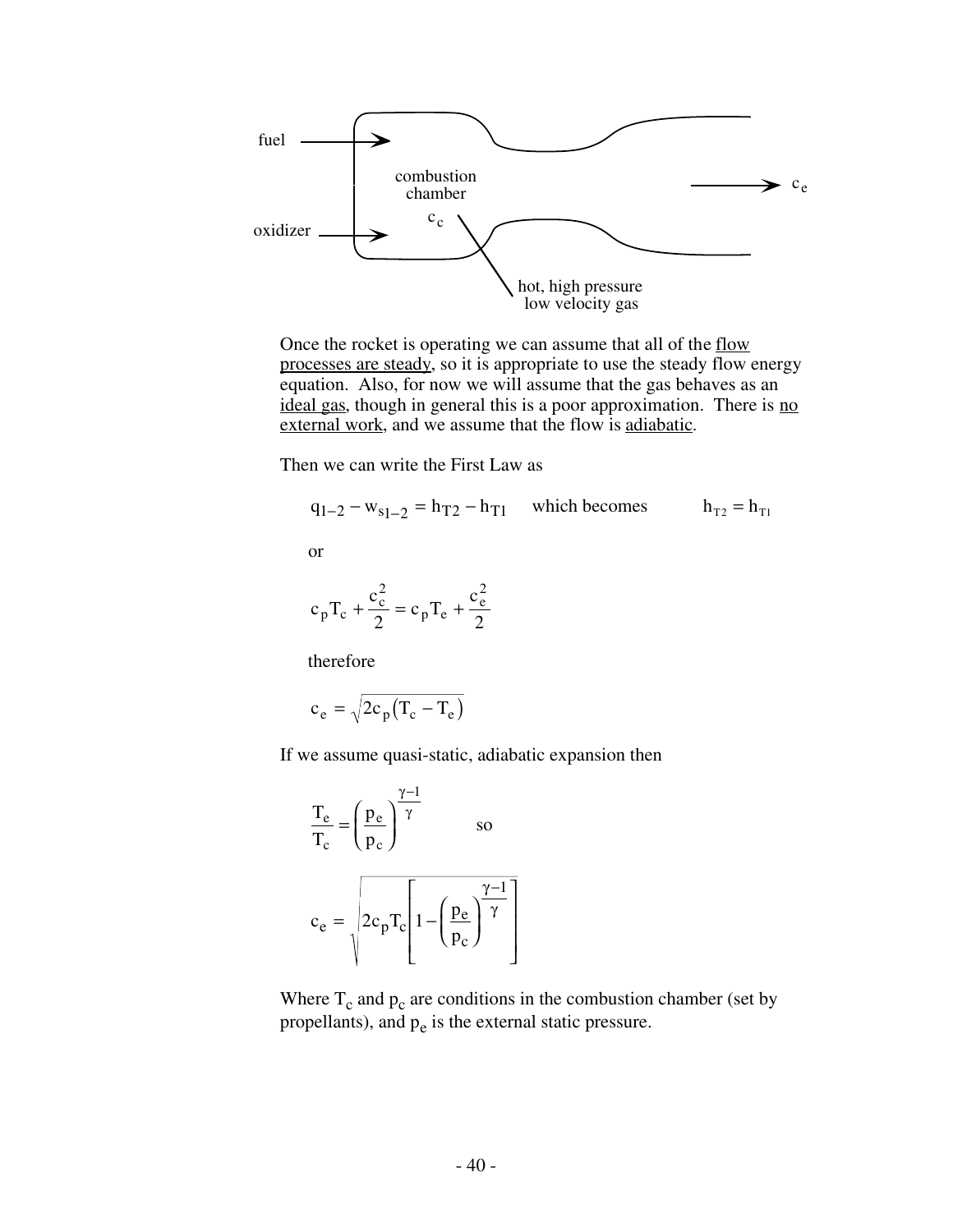fuel

oxidizer

combustion chamber

$c_c$

hot, high pressure low velocity gas

$c_e$

Once the rocket is operating we can assume that all of the <u>flow processes are steady</u>, so it is appropriate to use the steady flow energy equation. Also, for now we will assume that the gas behaves as an <u>ideal gas</u>, though in general this is a poor approximation. There is <u>no external work</u>, and we assume that the flow is <u>adiabatic</u>.

Then we can write the First Law as

$$q_{1-2} - w_{s1-2} = h_{T2} - h_{T1} \quad \text{which becomes} \quad h_{T2} = h_{T1}$$

or

$$c_p T_c + \frac{c_c^2}{2} = c_p T_e + \frac{c_e^2}{2}$$

therefore

$$c_e = \sqrt{2 c_p \left(T_c - T_e\right)}$$

If we assume quasi-static, adiabatic expansion then

$$\frac{T_e}{T_c} = \left(\frac{p_e}{p_c}\right)^{\frac{\gamma-1}{\gamma}} \quad \text{so}$$

$$c_e = \sqrt{2 c_p T_c \left[1 - \left(\frac{p_e}{p_c}\right)^{\frac{\gamma-1}{\gamma}}\right]}$$

Where $T_c$ and $p_c$ are conditions in the combustion chamber (set by propellants), and $p_e$ is the external static pressure.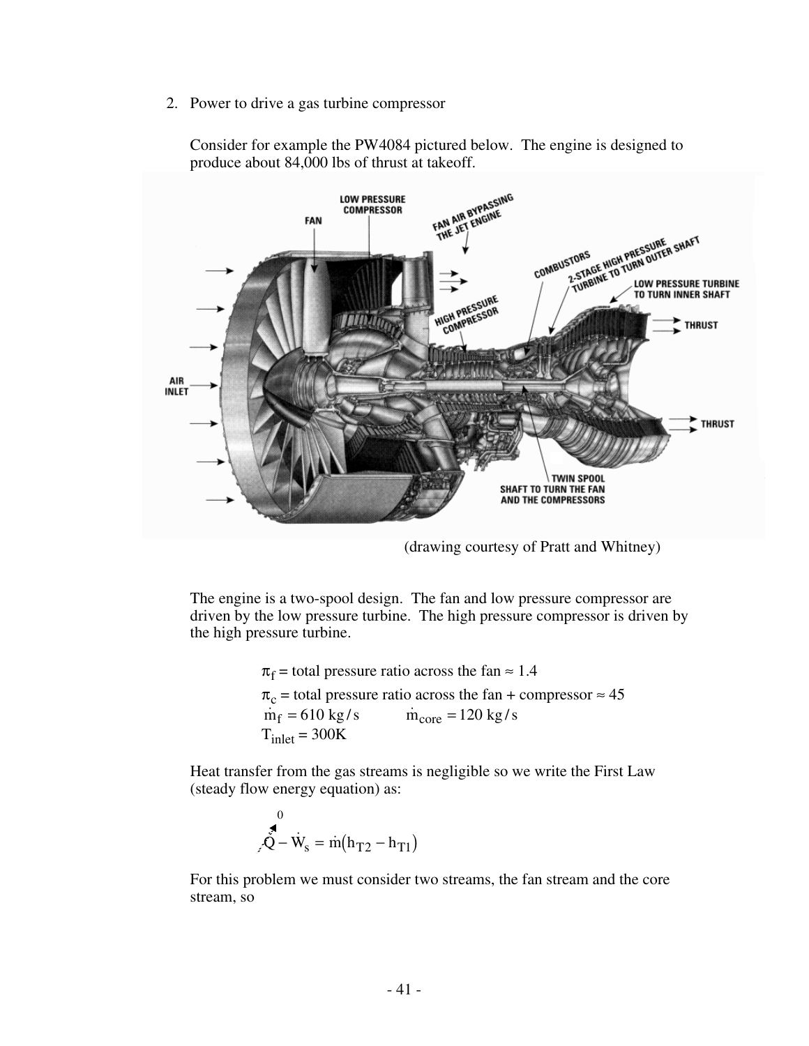2. Power to drive a gas turbine compressor

   Consider for example the PW4084 pictured below. The engine is designed to produce about 84,000 lbs of thrust at takeoff.

(drawing courtesy of Pratt and Whitney)

The engine is a two-spool design. The fan and low pressure compressor are driven by the low pressure turbine. The high pressure compressor is driven by the high pressure turbine.

$\pi_f$ = total pressure ratio across the fan ≈ 1.4

$\pi_c$ = total pressure ratio across the fan + compressor ≈ 45

$\dot{m}_f = 610 \text{ kg/s} \qquad \dot{m}_{core} = 120 \text{ kg/s}$

$T_{inlet} = 300\text{K}$

Heat transfer from the gas streams is negligible so we write the First Law (steady flow energy equation) as:

$$\overset{0}{\dot{Q}} - \dot{W}_s = \dot{m}\left(h_{T2} - h_{T1}\right)$$

For this problem we must consider two streams, the fan stream and the core stream, so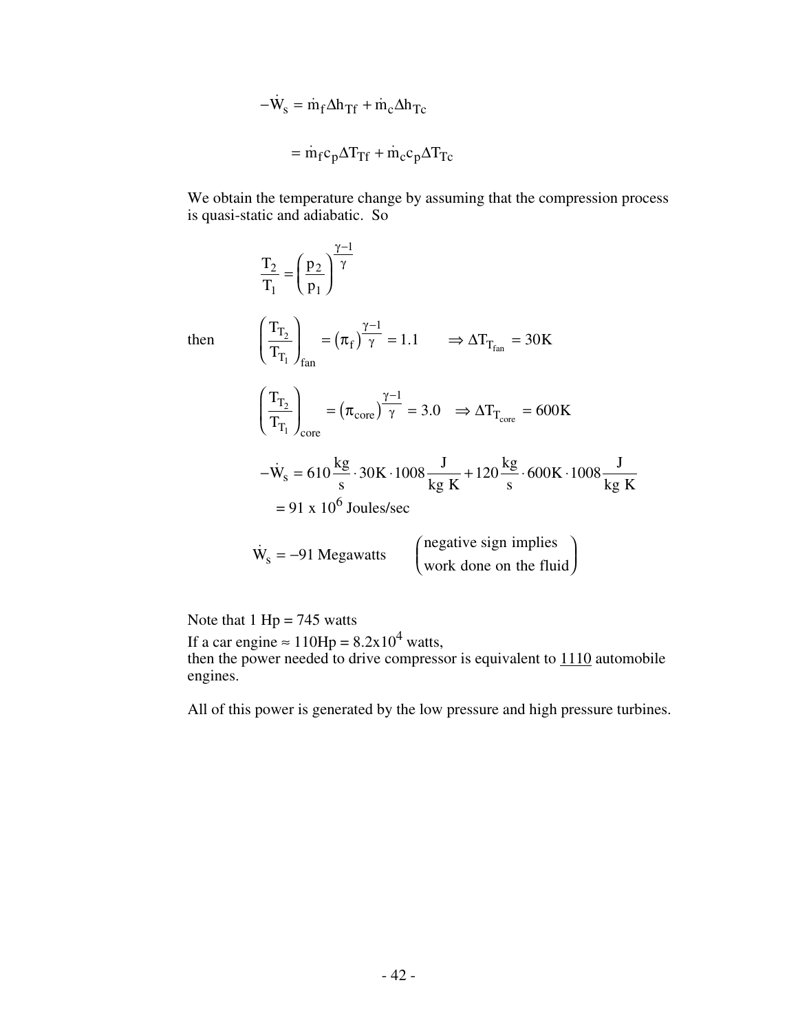$$-\dot{W}_s = \dot{m}_f \Delta h_{Tf} + \dot{m}_c \Delta h_{Tc}$$

$$= \dot{m}_f c_p \Delta T_{Tf} + \dot{m}_c c_p \Delta T_{Tc}$$

We obtain the temperature change by assuming that the compression process is quasi-static and adiabatic. So

$$\frac{T_2}{T_1} = \left( \frac{p_2}{p_1} \right)^{\frac{\gamma-1}{\gamma}}$$

then

$$\left( \frac{T_{T_2}}{T_{T_1}} \right)_{\text{fan}} = \left( \pi_f \right)^{\frac{\gamma-1}{\gamma}} = 1.1 \qquad \Rightarrow \Delta T_{T_{\text{fan}}} = 30\text{K}$$

$$\left( \frac{T_{T_2}}{T_{T_1}} \right)_{\text{core}} = \left( \pi_{\text{core}} \right)^{\frac{\gamma-1}{\gamma}} = 3.0 \quad \Rightarrow \Delta T_{T_{\text{core}}} = 600\text{K}$$

$$-\dot{W}_s = 610 \frac{\text{kg}}{\text{s}} \cdot 30\text{K} \cdot 1008 \frac{\text{J}}{\text{kg K}} + 120 \frac{\text{kg}}{\text{s}} \cdot 600\text{K} \cdot 1008 \frac{\text{J}}{\text{kg K}}$$

$$= 91 \times 10^6 \text{ Joules/sec}$$

$$\dot{W}_s = -91 \text{ Megawatts} \qquad \begin{pmatrix} \text{negative sign implies} \\ \text{work done on the fluid} \end{pmatrix}$$

Note that 1 Hp = 745 watts

If a car engine ≈ 110Hp = $8.2 \times 10^4$ watts,

then the power needed to drive compressor is equivalent to 1110 automobile engines.

All of this power is generated by the low pressure and high pressure turbines.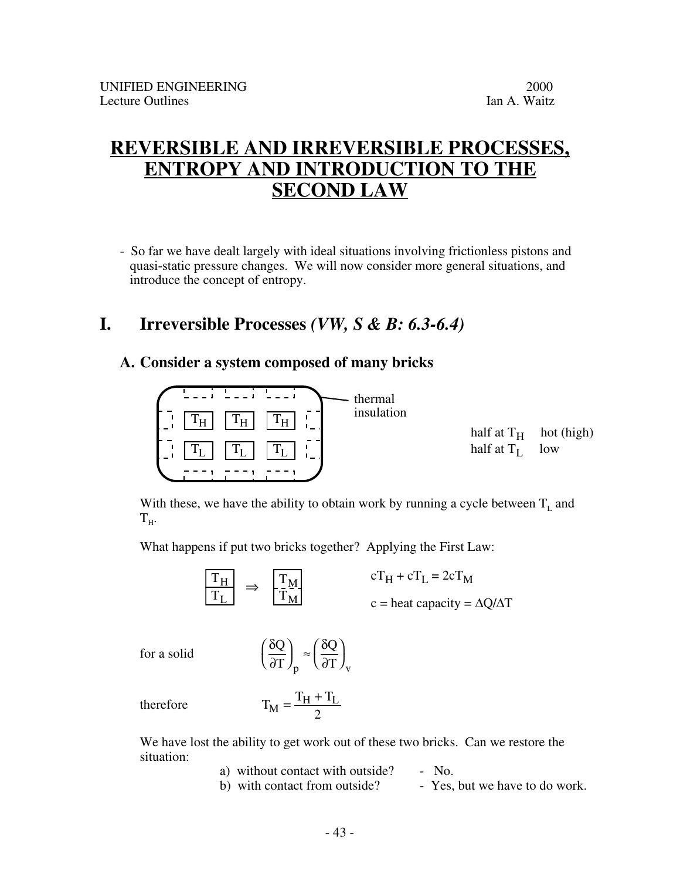UNIFIED ENGINEERING 2000
Lecture Outlines Ian A. Waitz

# REVERSIBLE AND IRREVERSIBLE PROCESSES, ENTROPY AND INTRODUCTION TO THE SECOND LAW

- So far we have dealt largely with ideal situations involving frictionless pistons and quasi-static pressure changes. We will now consider more general situations, and introduce the concept of entropy.

## I. Irreversible Processes *(VW, S & B: 6.3-6.4)*

### A. Consider a system composed of many bricks

thermal insulation

$T_H$ $T_H$ $T_H$

$T_L$ $T_L$ $T_L$

half at $T_H$ hot (high)
half at $T_L$ low

With these, we have the ability to obtain work by running a cycle between $T_L$ and $T_H$.

What happens if put two bricks together? Applying the First Law:

$$\frac{T_H}{T_L} \Rightarrow \frac{T_M}{T_M} \qquad cT_H + cT_L = 2cT_M$$

$c$ = heat capacity = $\Delta Q/\Delta T$

for a solid $$\left(\frac{\delta Q}{\partial T}\right)_p \approx \left(\frac{\delta Q}{\partial T}\right)_v$$

therefore $$T_M = \frac{T_H + T_L}{2}$$

We have lost the ability to get work out of these two bricks. Can we restore the situation:

a) without contact with outside? - No.
b) with contact from outside? - Yes, but we have to do work.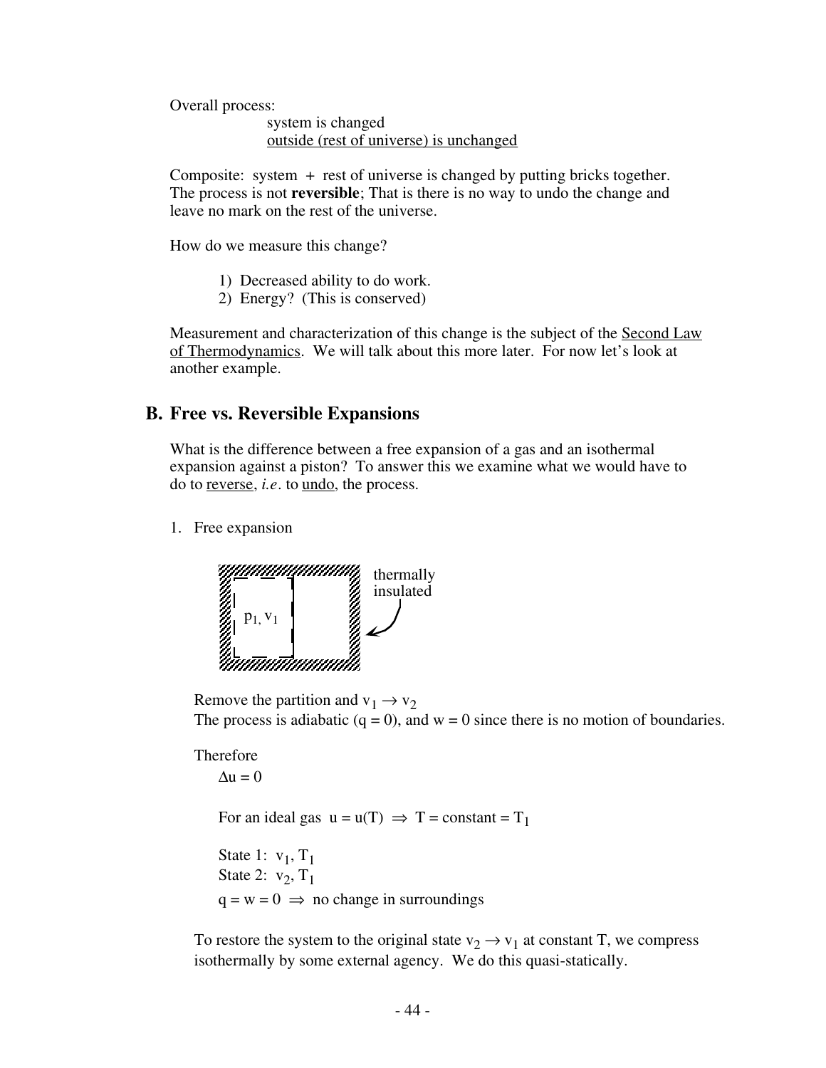Overall process:

system is changed
<u>outside (rest of universe) is unchanged</u>

Composite: system + rest of universe is changed by putting bricks together. The process is not **reversible**; That is there is no way to undo the change and leave no mark on the rest of the universe.

How do we measure this change?

1) Decreased ability to do work.
2) Energy? (This is conserved)

Measurement and characterization of this change is the subject of the <u>Second Law of Thermodynamics</u>. We will talk about this more later. For now let's look at another example.

## B. Free vs. Reversible Expansions

What is the difference between a free expansion of a gas and an isothermal expansion against a piston? To answer this we examine what we would have to do to <u>reverse</u>, *i.e.* to <u>undo</u>, the process.

1. Free expansion

$p_1, v_1$ — thermally insulated

Remove the partition and $v_1 \rightarrow v_2$
The process is adiabatic (q = 0), and w = 0 since there is no motion of boundaries.

Therefore

$\Delta u = 0$

For an ideal gas $u = u(T) \Rightarrow T = \text{constant} = T_1$

State 1: $v_1, T_1$
State 2: $v_2, T_1$
$q = w = 0 \Rightarrow$ no change in surroundings

To restore the system to the original state $v_2 \rightarrow v_1$ at constant T, we compress isothermally by some external agency. We do this quasi-statically.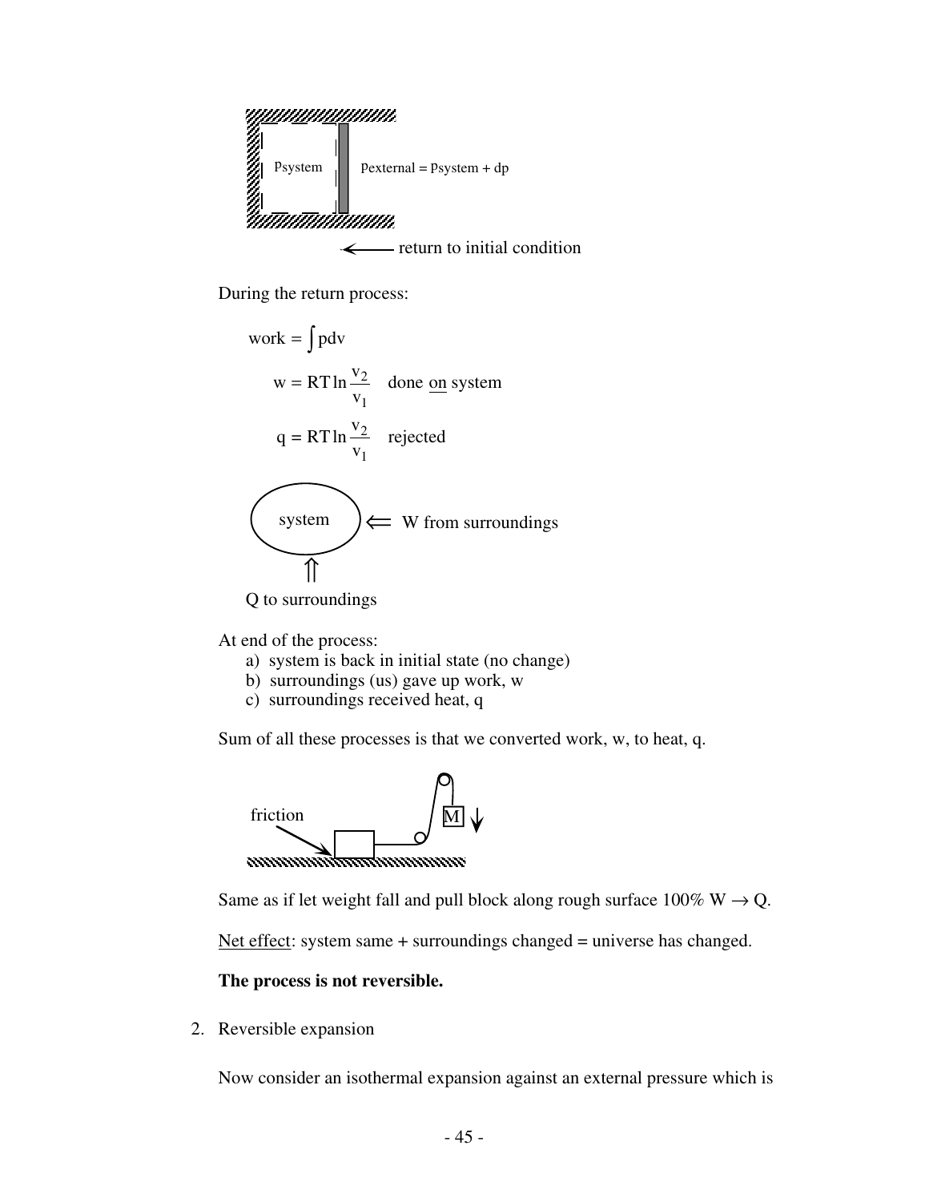$p_{system}$ $p_{external} = p_{system} + dp$

return to initial condition

During the return process:

$$\text{work} = \int p dv$$

$$w = RT \ln \frac{v_2}{v_1} \quad \text{done } \underline{\text{on}} \text{ system}$$

$$q = RT \ln \frac{v_2}{v_1} \quad \text{rejected}$$

system ⇐ W from surroundings

⇑

Q to surroundings

At end of the process:

a) system is back in initial state (no change)
b) surroundings (us) gave up work, w
c) surroundings received heat, q

Sum of all these processes is that we converted work, w, to heat, q.

friction M

Same as if let weight fall and pull block along rough surface 100% W $\rightarrow$ Q.

Net effect: system same + surroundings changed = universe has changed.

**The process is not reversible.**

2. Reversible expansion

Now consider an isothermal expansion against an external pressure which is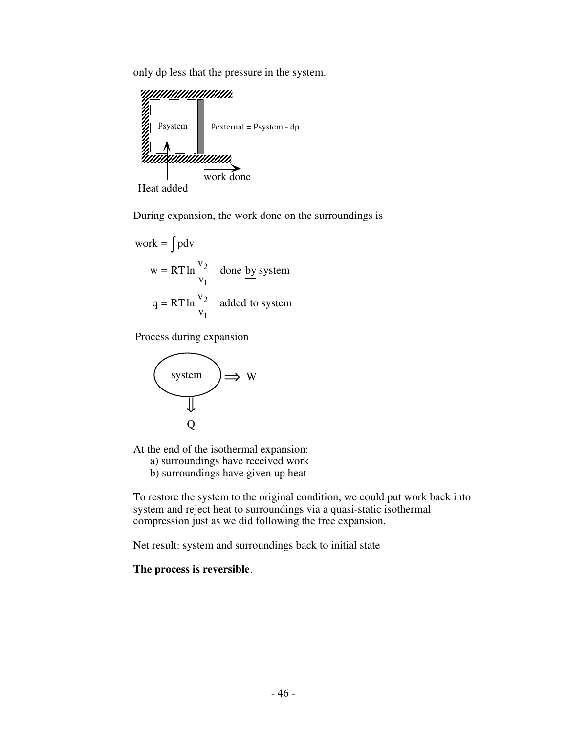only dp less that the pressure in the system.

Psystem

Pexternal = Psystem - dp

Heat added

work done

During expansion, the work done on the surroundings is

$$\text{work} = \int p dv$$

$$w = RT \ln \frac{v_2}{v_1} \quad \text{done } \underline{\text{by}} \text{ system}$$

$$q = RT \ln \frac{v_2}{v_1} \quad \text{added to system}$$

Process during expansion

system $\Rightarrow$ W

$\Downarrow$

Q

At the end of the isothermal expansion:

a) surroundings have received work
b) surroundings have given up heat

To restore the system to the original condition, we could put work back into system and reject heat to surroundings via a quasi-static isothermal compression just as we did following the free expansion.

<u>Net result: system and surroundings back to initial state</u>

**The process is reversible**.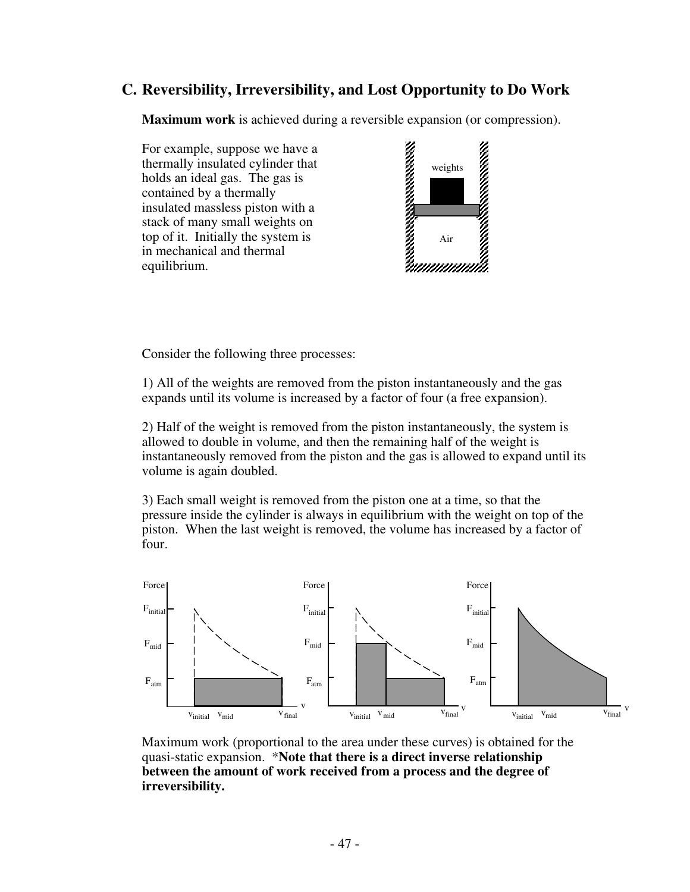## C. Reversibility, Irreversibility, and Lost Opportunity to Do Work

**Maximum work** is achieved during a reversible expansion (or compression).

For example, suppose we have a thermally insulated cylinder that holds an ideal gas. The gas is contained by a thermally insulated massless piston with a stack of many small weights on top of it. Initially the system is in mechanical and thermal equilibrium.

Consider the following three processes:

1) All of the weights are removed from the piston instantaneously and the gas expands until its volume is increased by a factor of four (a free expansion).

2) Half of the weight is removed from the piston instantaneously, the system is allowed to double in volume, and then the remaining half of the weight is instantaneously removed from the piston and the gas is allowed to expand until its volume is again doubled.

3) Each small weight is removed from the piston one at a time, so that the pressure inside the cylinder is always in equilibrium with the weight on top of the piston. When the last weight is removed, the volume has increased by a factor of four.

Maximum work (proportional to the area under these curves) is obtained for the quasi-static expansion. ***Note that there is a direct inverse relationship between the amount of work received from a process and the degree of irreversibility.**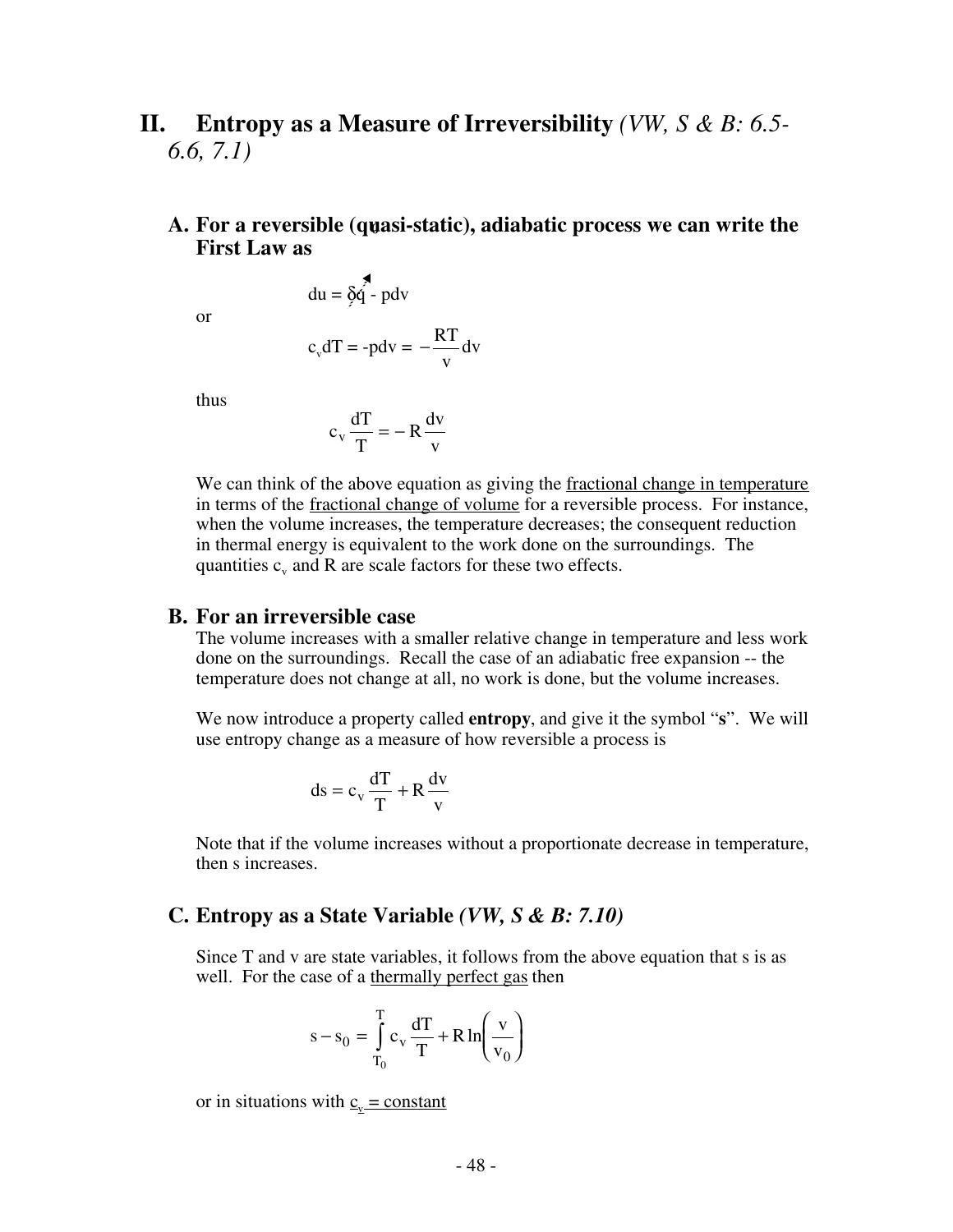# II. Entropy as a Measure of Irreversibility *(VW, S & B: 6.5-6.6, 7.1)*

## A. For a reversible (quasi-static), adiabatic process we can write the First Law as

$$du = \delta q - pdv$$

or

$$c_v dT = -pdv = -\frac{RT}{v}dv$$

thus

$$c_v \frac{dT}{T} = -R\frac{dv}{v}$$

We can think of the above equation as giving the fractional change in temperature in terms of the fractional change of volume for a reversible process. For instance, when the volume increases, the temperature decreases; the consequent reduction in thermal energy is equivalent to the work done on the surroundings. The quantities $c_v$ and R are scale factors for these two effects.

## B. For an irreversible case

The volume increases with a smaller relative change in temperature and less work done on the surroundings. Recall the case of an adiabatic free expansion -- the temperature does not change at all, no work is done, but the volume increases.

We now introduce a property called **entropy**, and give it the symbol "**s**". We will use entropy change as a measure of how reversible a process is

$$ds = c_v \frac{dT}{T} + R\frac{dv}{v}$$

Note that if the volume increases without a proportionate decrease in temperature, then s increases.

## C. Entropy as a State Variable *(VW, S & B: 7.10)*

Since T and v are state variables, it follows from the above equation that s is as well. For the case of a thermally perfect gas then

$$s - s_0 = \int_{T_0}^{T} c_v \frac{dT}{T} + R\ln\left(\frac{v}{v_0}\right)$$

or in situations with $c_v$ = constant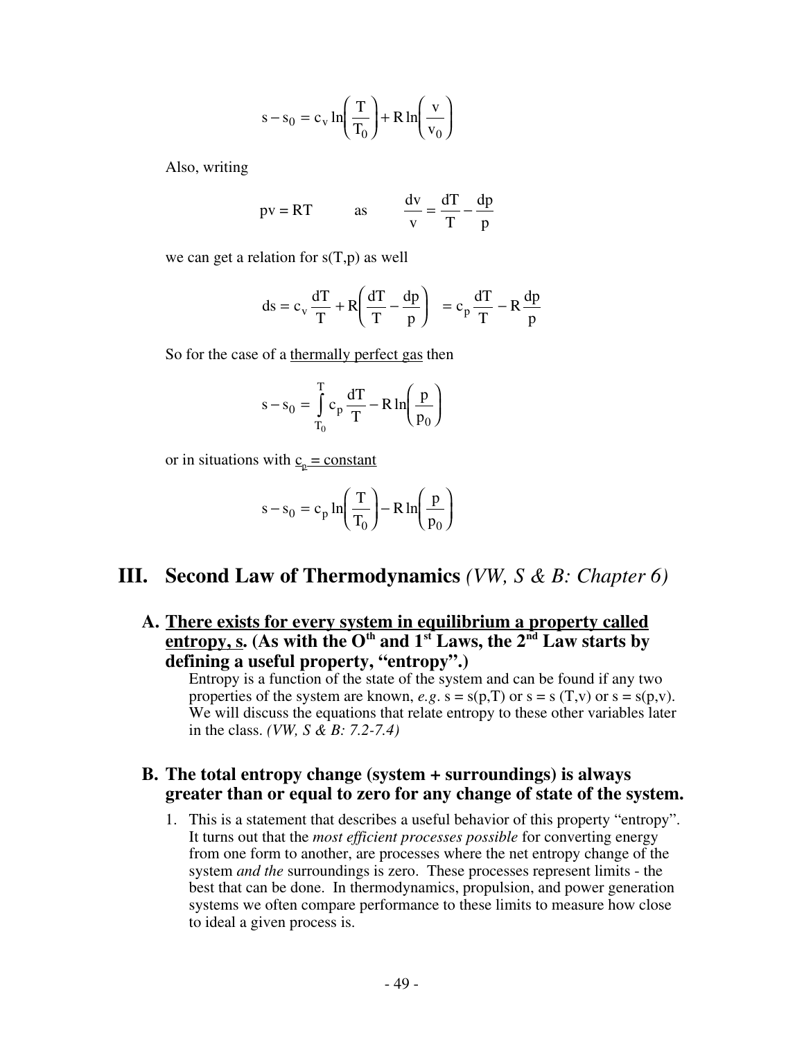$$s - s_0 = c_v \ln\left(\frac{T}{T_0}\right) + R \ln\left(\frac{v}{v_0}\right)$$

Also, writing

$$pv = RT \qquad \text{as} \qquad \frac{dv}{v} = \frac{dT}{T} - \frac{dp}{p}$$

we can get a relation for s(T,p) as well

$$ds = c_v \frac{dT}{T} + R\left(\frac{dT}{T} - \frac{dp}{p}\right) = c_p \frac{dT}{T} - R\frac{dp}{p}$$

So for the case of a <u>thermally perfect gas</u> then

$$s - s_0 = \int_{T_0}^{T} c_p \frac{dT}{T} - R \ln\left(\frac{p}{p_0}\right)$$

or in situations with <u>$c_p$ = constant</u>

$$s - s_0 = c_p \ln\left(\frac{T}{T_0}\right) - R \ln\left(\frac{p}{p_0}\right)$$

# III. Second Law of Thermodynamics *(VW, S & B: Chapter 6)*

## A. <u>There exists for every system in equilibrium a property called entropy, s</u>. (As with the $O^{th}$ and $1^{st}$ Laws, the $2^{nd}$ Law starts by defining a useful property, "entropy".)

Entropy is a function of the state of the system and can be found if any two properties of the system are known, *e.g.* s = s(p,T) or s = s (T,v) or s = s(p,v). We will discuss the equations that relate entropy to these other variables later in the class. *(VW, S & B: 7.2-7.4)*

## B. The total entropy change (system + surroundings) is always greater than or equal to zero for any change of state of the system.

1. This is a statement that describes a useful behavior of this property "entropy". It turns out that the *most efficient processes possible* for converting energy from one form to another, are processes where the net entropy change of the system *and the* surroundings is zero. These processes represent limits - the best that can be done. In thermodynamics, propulsion, and power generation systems we often compare performance to these limits to measure how close to ideal a given process is.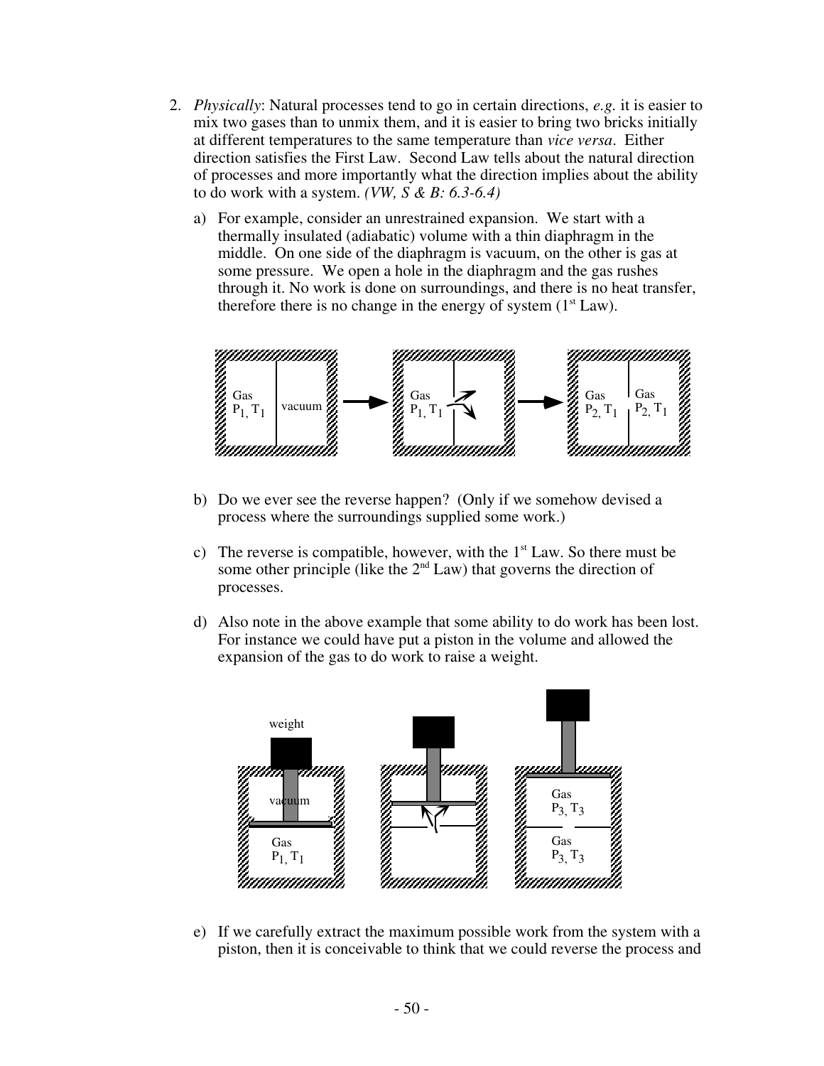2. *Physically*: Natural processes tend to go in certain directions, *e.g.* it is easier to mix two gases than to unmix them, and it is easier to bring two bricks initially at different temperatures to the same temperature than *vice versa*. Either direction satisfies the First Law. Second Law tells about the natural direction of processes and more importantly what the direction implies about the ability to do work with a system. *(VW, S & B: 6.3-6.4)*

   a) For example, consider an unrestrained expansion. We start with a thermally insulated (adiabatic) volume with a thin diaphragm in the middle. On one side of the diaphragm is vacuum, on the other is gas at some pressure. We open a hole in the diaphragm and the gas rushes through it. No work is done on surroundings, and there is no heat transfer, therefore there is no change in the energy of system (1st Law).

   b) Do we ever see the reverse happen? (Only if we somehow devised a process where the surroundings supplied some work.)

   c) The reverse is compatible, however, with the 1st Law. So there must be some other principle (like the 2nd Law) that governs the direction of processes.

   d) Also note in the above example that some ability to do work has been lost. For instance we could have put a piston in the volume and allowed the expansion of the gas to do work to raise a weight.

   e) If we carefully extract the maximum possible work from the system with a piston, then it is conceivable to think that we could reverse the process and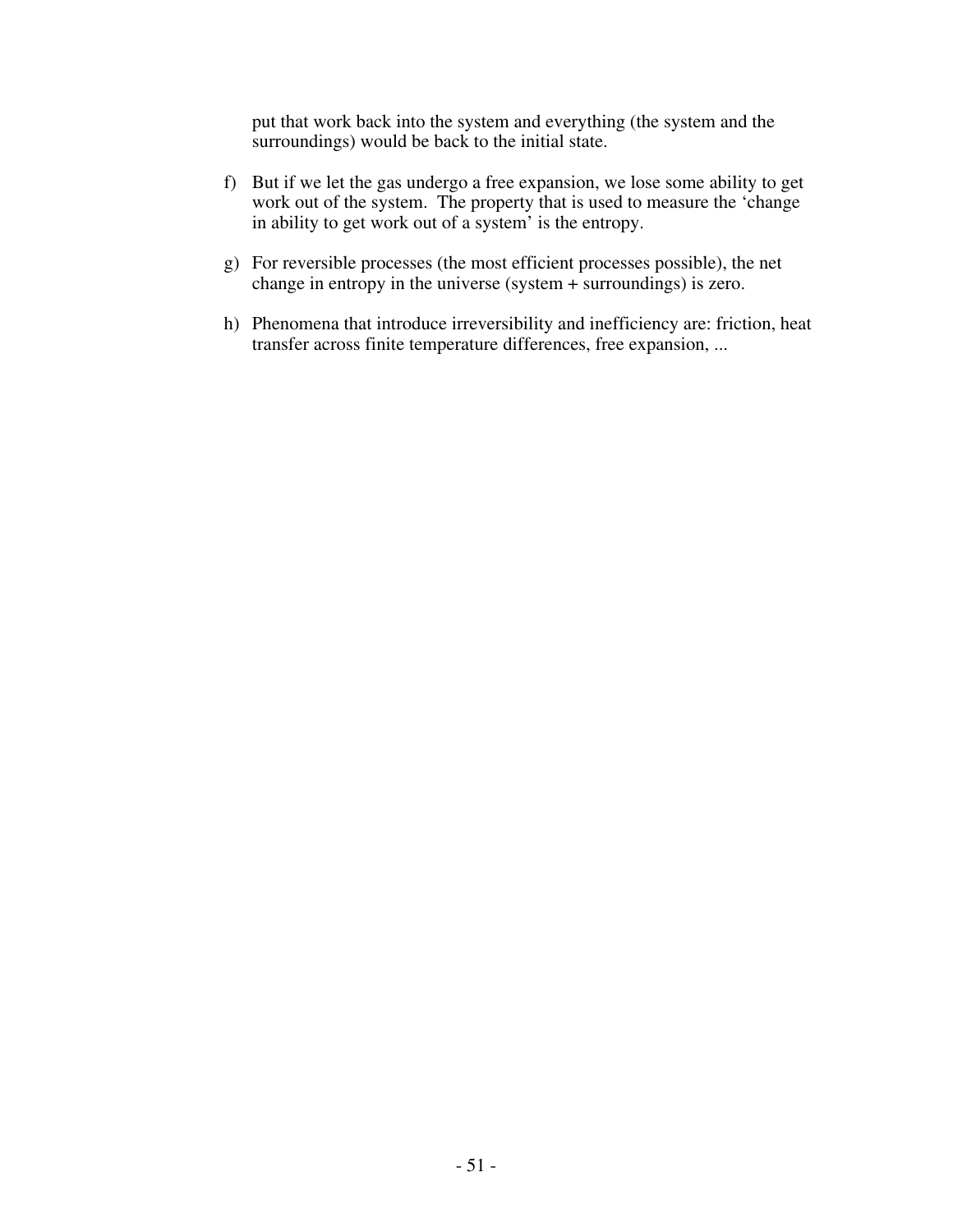put that work back into the system and everything (the system and the surroundings) would be back to the initial state.

f) But if we let the gas undergo a free expansion, we lose some ability to get work out of the system. The property that is used to measure the 'change in ability to get work out of a system' is the entropy.

g) For reversible processes (the most efficient processes possible), the net change in entropy in the universe (system + surroundings) is zero.

h) Phenomena that introduce irreversibility and inefficiency are: friction, heat transfer across finite temperature differences, free expansion, ...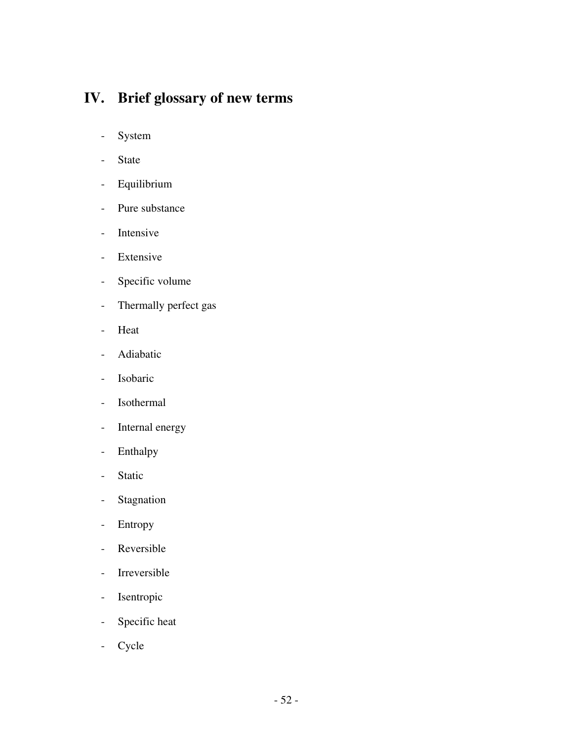## IV. Brief glossary of new terms

- System
- State
- Equilibrium
- Pure substance
- Intensive
- Extensive
- Specific volume
- Thermally perfect gas
- Heat
- Adiabatic
- Isobaric
- Isothermal
- Internal energy
- Enthalpy
- Static
- Stagnation
- Entropy
- Reversible
- Irreversible
- Isentropic
- Specific heat
- Cycle